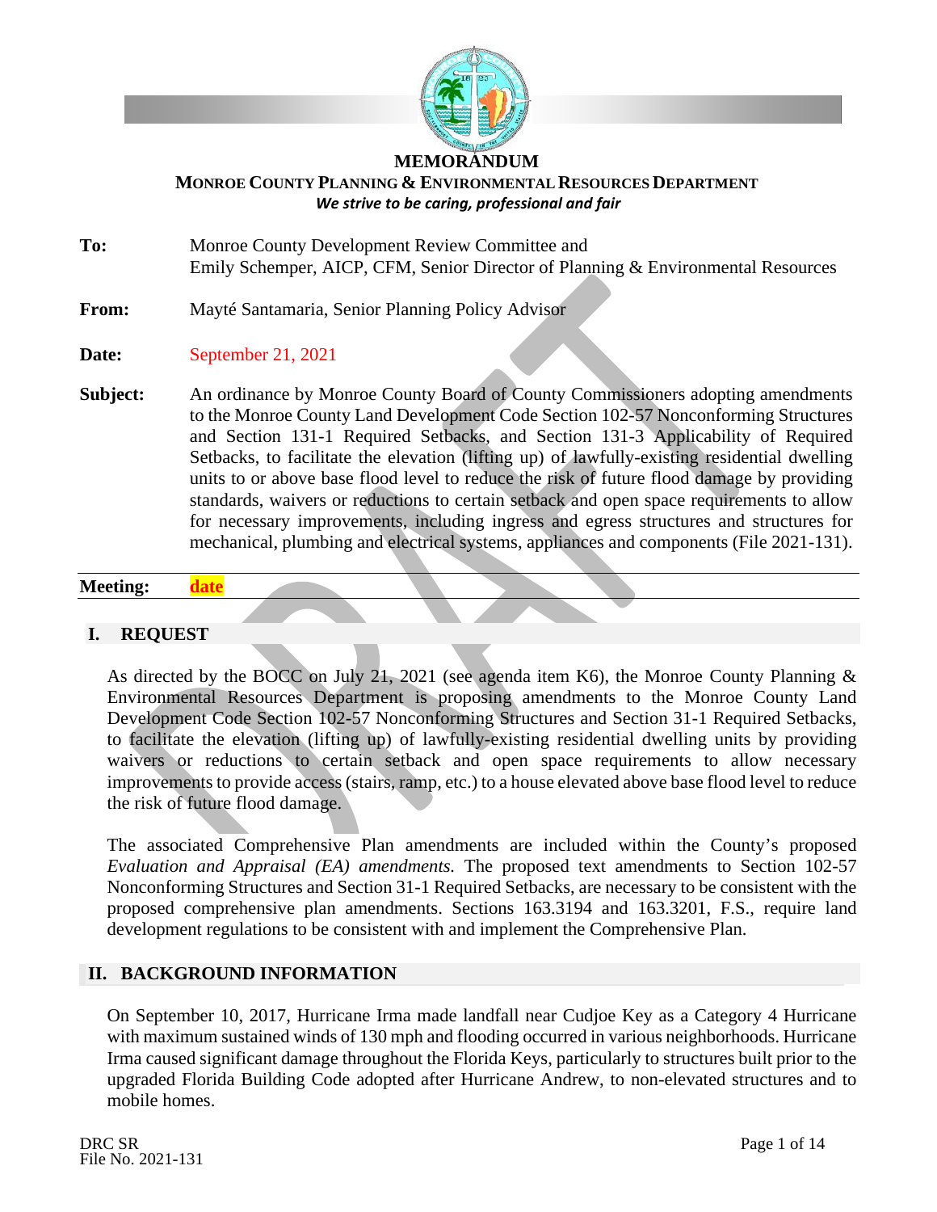# MEMORANDUM

## MONROE COUNTY PLANNING & ENVIRONMENTAL RESOURCES DEPARTMENT

*We strive to be caring, professional and fair*

**To:** Monroe County Development Review Committee and
Emily Schemper, AICP, CFM, Senior Director of Planning & Environmental Resources

**From:** Mayté Santamaria, Senior Planning Policy Advisor

**Date:** September 21, 2021

**Subject:** An ordinance by Monroe County Board of County Commissioners adopting amendments to the Monroe County Land Development Code Section 102-57 Nonconforming Structures and Section 131-1 Required Setbacks, and Section 131-3 Applicability of Required Setbacks, to facilitate the elevation (lifting up) of lawfully-existing residential dwelling units to or above base flood level to reduce the risk of future flood damage by providing standards, waivers or reductions to certain setback and open space requirements to allow for necessary improvements, including ingress and egress structures and structures for mechanical, plumbing and electrical systems, appliances and components (File 2021-131).

**Meeting:** date

## I. REQUEST

As directed by the BOCC on July 21, 2021 (see agenda item K6), the Monroe County Planning & Environmental Resources Department is proposing amendments to the Monroe County Land Development Code Section 102-57 Nonconforming Structures and Section 31-1 Required Setbacks, to facilitate the elevation (lifting up) of lawfully-existing residential dwelling units by providing waivers or reductions to certain setback and open space requirements to allow necessary improvements to provide access (stairs, ramp, etc.) to a house elevated above base flood level to reduce the risk of future flood damage.

The associated Comprehensive Plan amendments are included within the County's proposed *Evaluation and Appraisal (EA) amendments.* The proposed text amendments to Section 102-57 Nonconforming Structures and Section 31-1 Required Setbacks, are necessary to be consistent with the proposed comprehensive plan amendments. Sections 163.3194 and 163.3201, F.S., require land development regulations to be consistent with and implement the Comprehensive Plan.

## II. BACKGROUND INFORMATION

On September 10, 2017, Hurricane Irma made landfall near Cudjoe Key as a Category 4 Hurricane with maximum sustained winds of 130 mph and flooding occurred in various neighborhoods. Hurricane Irma caused significant damage throughout the Florida Keys, particularly to structures built prior to the upgraded Florida Building Code adopted after Hurricane Andrew, to non-elevated structures and to mobile homes.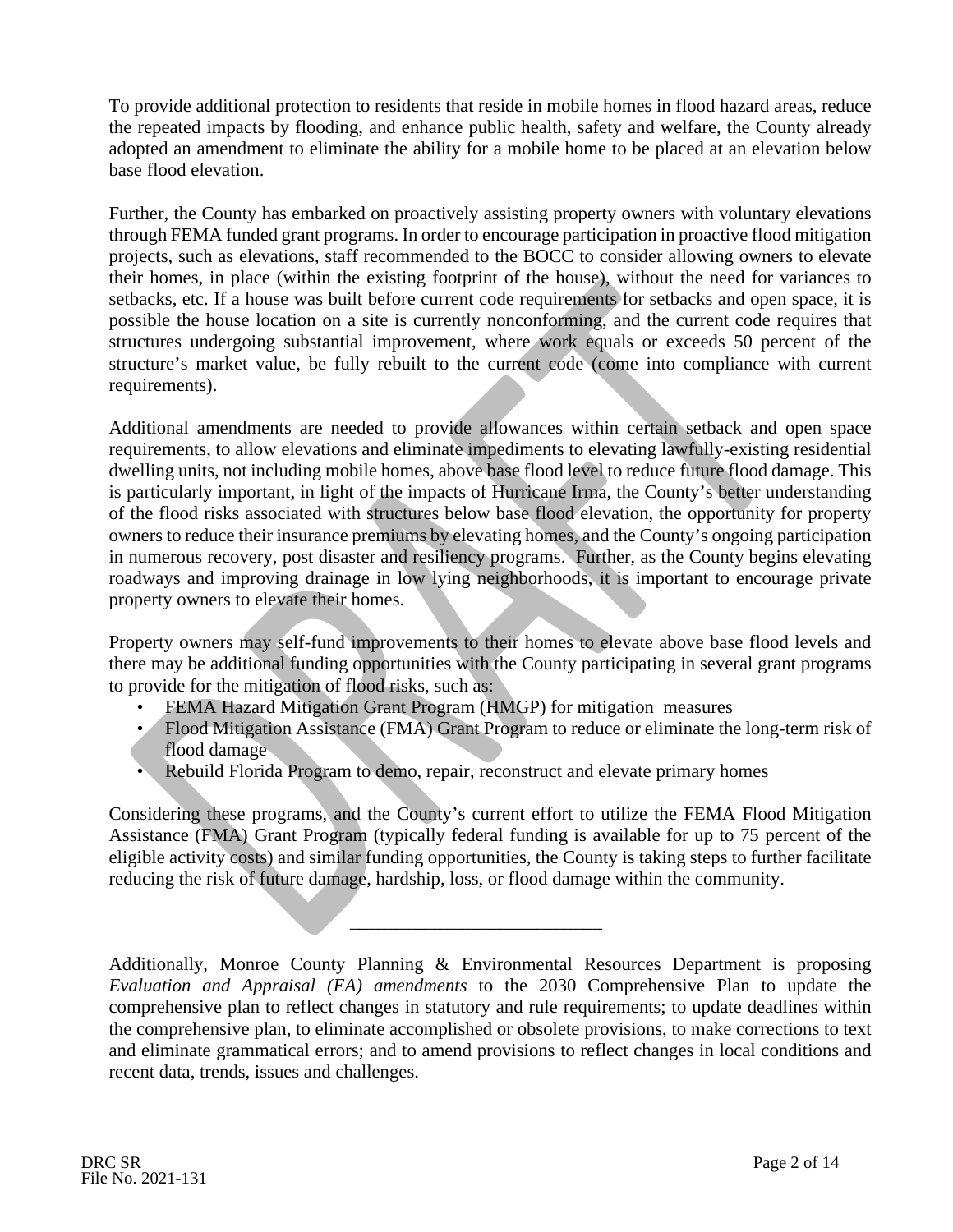To provide additional protection to residents that reside in mobile homes in flood hazard areas, reduce the repeated impacts by flooding, and enhance public health, safety and welfare, the County already adopted an amendment to eliminate the ability for a mobile home to be placed at an elevation below base flood elevation.

Further, the County has embarked on proactively assisting property owners with voluntary elevations through FEMA funded grant programs. In order to encourage participation in proactive flood mitigation projects, such as elevations, staff recommended to the BOCC to consider allowing owners to elevate their homes, in place (within the existing footprint of the house), without the need for variances to setbacks, etc. If a house was built before current code requirements for setbacks and open space, it is possible the house location on a site is currently nonconforming, and the current code requires that structures undergoing substantial improvement, where work equals or exceeds 50 percent of the structure's market value, be fully rebuilt to the current code (come into compliance with current requirements).

Additional amendments are needed to provide allowances within certain setback and open space requirements, to allow elevations and eliminate impediments to elevating lawfully-existing residential dwelling units, not including mobile homes, above base flood level to reduce future flood damage. This is particularly important, in light of the impacts of Hurricane Irma, the County's better understanding of the flood risks associated with structures below base flood elevation, the opportunity for property owners to reduce their insurance premiums by elevating homes, and the County's ongoing participation in numerous recovery, post disaster and resiliency programs. Further, as the County begins elevating roadways and improving drainage in low lying neighborhoods, it is important to encourage private property owners to elevate their homes.

Property owners may self-fund improvements to their homes to elevate above base flood levels and there may be additional funding opportunities with the County participating in several grant programs to provide for the mitigation of flood risks, such as:

- FEMA Hazard Mitigation Grant Program (HMGP) for mitigation measures
- Flood Mitigation Assistance (FMA) Grant Program to reduce or eliminate the long-term risk of flood damage
- Rebuild Florida Program to demo, repair, reconstruct and elevate primary homes

Considering these programs, and the County's current effort to utilize the FEMA Flood Mitigation Assistance (FMA) Grant Program (typically federal funding is available for up to 75 percent of the eligible activity costs) and similar funding opportunities, the County is taking steps to further facilitate reducing the risk of future damage, hardship, loss, or flood damage within the community.

---

Additionally, Monroe County Planning & Environmental Resources Department is proposing *Evaluation and Appraisal (EA) amendments* to the 2030 Comprehensive Plan to update the comprehensive plan to reflect changes in statutory and rule requirements; to update deadlines within the comprehensive plan, to eliminate accomplished or obsolete provisions, to make corrections to text and eliminate grammatical errors; and to amend provisions to reflect changes in local conditions and recent data, trends, issues and challenges.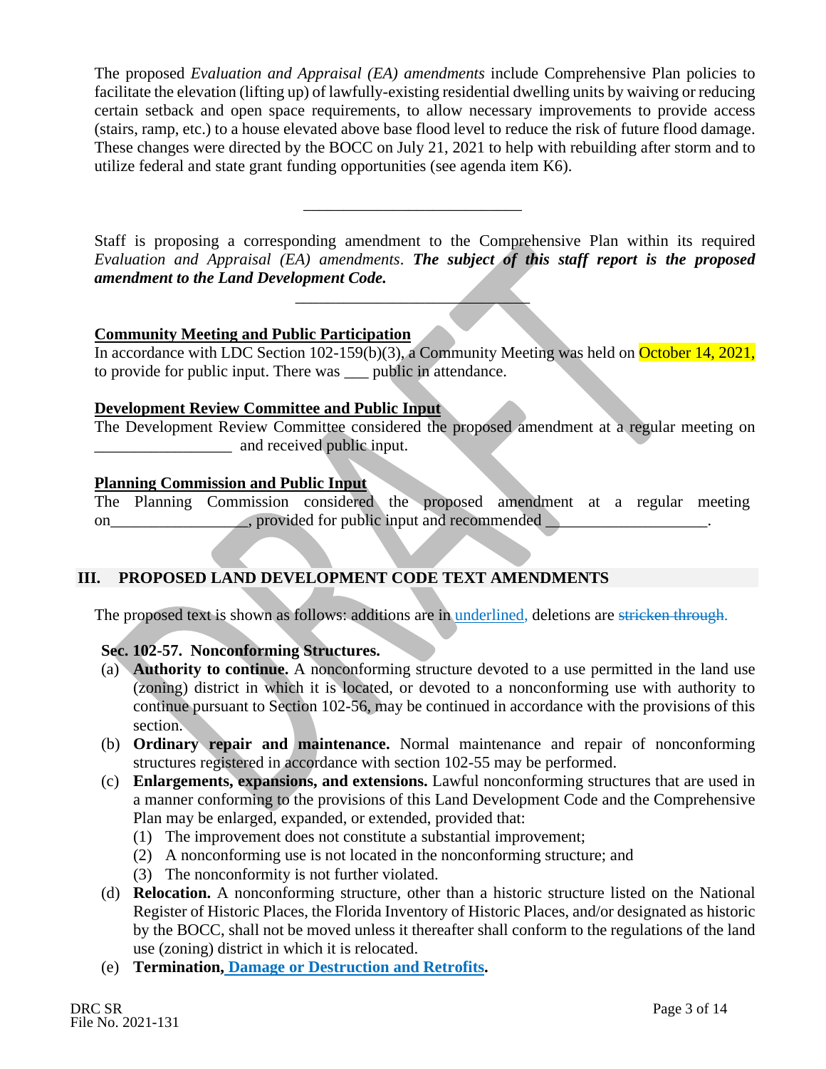The proposed *Evaluation and Appraisal (EA) amendments* include Comprehensive Plan policies to facilitate the elevation (lifting up) of lawfully-existing residential dwelling units by waiving or reducing certain setback and open space requirements, to allow necessary improvements to provide access (stairs, ramp, etc.) to a house elevated above base flood level to reduce the risk of future flood damage. These changes were directed by the BOCC on July 21, 2021 to help with rebuilding after storm and to utilize federal and state grant funding opportunities (see agenda item K6).

---

Staff is proposing a corresponding amendment to the Comprehensive Plan within its required *Evaluation and Appraisal (EA) amendments*. ***The subject of this staff report is the proposed amendment to the Land Development Code.***

---

**Community Meeting and Public Participation**

In accordance with LDC Section 102-159(b)(3), a Community Meeting was held on October 14, 2021, to provide for public input. There was ___ public in attendance.

**Development Review Committee and Public Input**

The Development Review Committee considered the proposed amendment at a regular meeting on _________________ and received public input.

**Planning Commission and Public Input**

The Planning Commission considered the proposed amendment at a regular meeting on_________________, provided for public input and recommended ____________________.

## III. PROPOSED LAND DEVELOPMENT CODE TEXT AMENDMENTS

The proposed text is shown as follows: additions are in <u>underlined</u>, deletions are ~~stricken through~~.

**Sec. 102-57. Nonconforming Structures.**

(a) **Authority to continue.** A nonconforming structure devoted to a use permitted in the land use (zoning) district in which it is located, or devoted to a nonconforming use with authority to continue pursuant to Section 102-56, may be continued in accordance with the provisions of this section.

(b) **Ordinary repair and maintenance.** Normal maintenance and repair of nonconforming structures registered in accordance with section 102-55 may be performed.

(c) **Enlargements, expansions, and extensions.** Lawful nonconforming structures that are used in a manner conforming to the provisions of this Land Development Code and the Comprehensive Plan may be enlarged, expanded, or extended, provided that:

(1) The improvement does not constitute a substantial improvement;
(2) A nonconforming use is not located in the nonconforming structure; and
(3) The nonconformity is not further violated.

(d) **Relocation.** A nonconforming structure, other than a historic structure listed on the National Register of Historic Places, the Florida Inventory of Historic Places, and/or designated as historic by the BOCC, shall not be moved unless it thereafter shall conform to the regulations of the land use (zoning) district in which it is relocated.

(e) **Termination, <u>Damage or Destruction and Retrofits</u>.**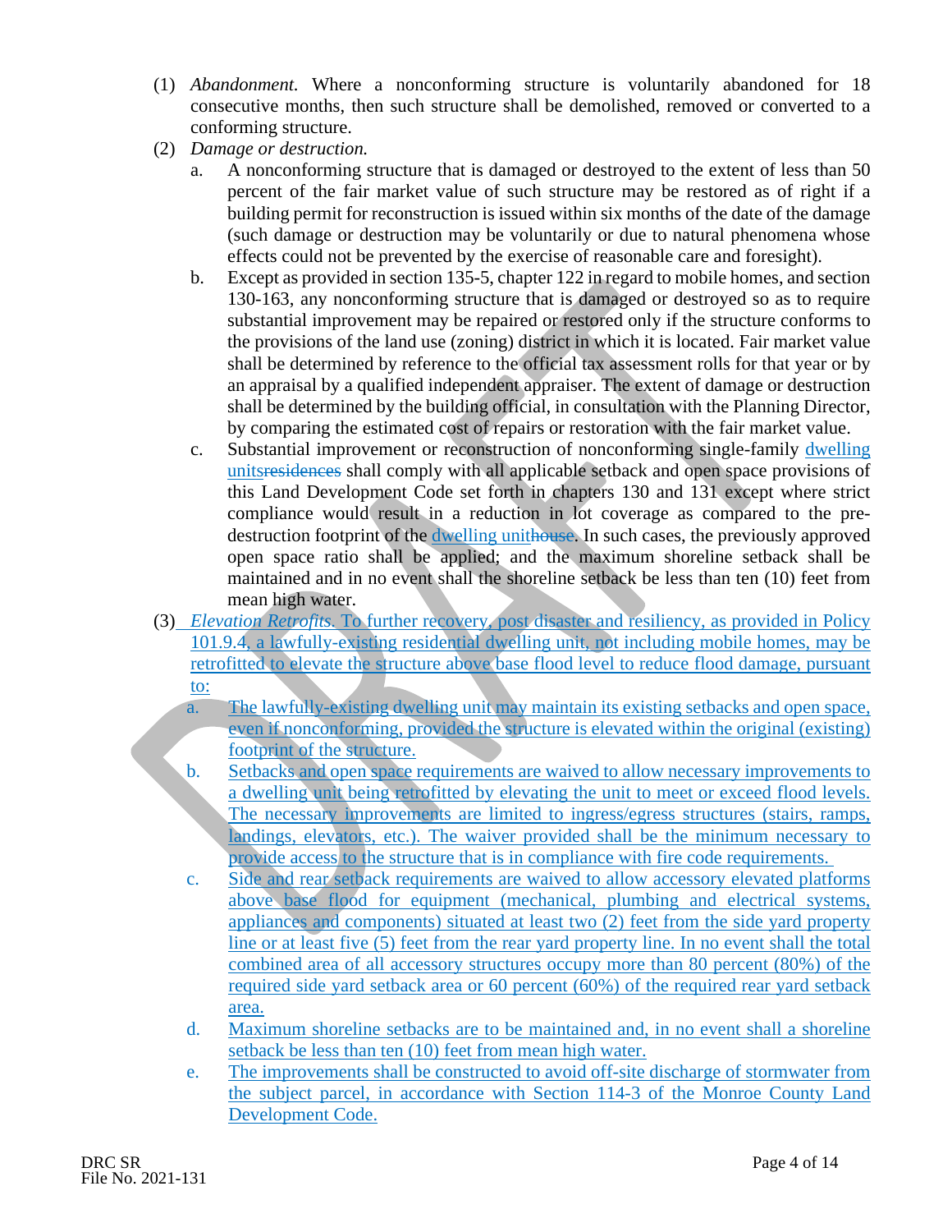(1) *Abandonment.* Where a nonconforming structure is voluntarily abandoned for 18 consecutive months, then such structure shall be demolished, removed or converted to a conforming structure.

(2) *Damage or destruction.*

   a. A nonconforming structure that is damaged or destroyed to the extent of less than 50 percent of the fair market value of such structure may be restored as of right if a building permit for reconstruction is issued within six months of the date of the damage (such damage or destruction may be voluntarily or due to natural phenomena whose effects could not be prevented by the exercise of reasonable care and foresight).

   b. Except as provided in section 135-5, chapter 122 in regard to mobile homes, and section 130-163, any nonconforming structure that is damaged or destroyed so as to require substantial improvement may be repaired or restored only if the structure conforms to the provisions of the land use (zoning) district in which it is located. Fair market value shall be determined by reference to the official tax assessment rolls for that year or by an appraisal by a qualified independent appraiser. The extent of damage or destruction shall be determined by the building official, in consultation with the Planning Director, by comparing the estimated cost of repairs or restoration with the fair market value.

   c. Substantial improvement or reconstruction of nonconforming single-family <u>dwelling units</u>~~residences~~ shall comply with all applicable setback and open space provisions of this Land Development Code set forth in chapters 130 and 131 except where strict compliance would result in a reduction in lot coverage as compared to the pre-destruction footprint of the <u>dwelling unit</u>~~house~~. In such cases, the previously approved open space ratio shall be applied; and the maximum shoreline setback shall be maintained and in no event shall the shoreline setback be less than ten (10) feet from mean high water.

(3) <u>*Elevation Retrofits.* To further recovery, post disaster and resiliency, as provided in Policy 101.9.4, a lawfully-existing residential dwelling unit, not including mobile homes, may be retrofitted to elevate the structure above base flood level to reduce flood damage, pursuant to:</u>

   a. <u>The lawfully-existing dwelling unit may maintain its existing setbacks and open space, even if nonconforming, provided the structure is elevated within the original (existing) footprint of the structure.</u>

   b. <u>Setbacks and open space requirements are waived to allow necessary improvements to a dwelling unit being retrofitted by elevating the unit to meet or exceed flood levels. The necessary improvements are limited to ingress/egress structures (stairs, ramps, landings, elevators, etc.). The waiver provided shall be the minimum necessary to provide access to the structure that is in compliance with fire code requirements.</u>

   c. <u>Side and rear setback requirements are waived to allow accessory elevated platforms above base flood for equipment (mechanical, plumbing and electrical systems, appliances and components) situated at least two (2) feet from the side yard property line or at least five (5) feet from the rear yard property line. In no event shall the total combined area of all accessory structures occupy more than 80 percent (80%) of the required side yard setback area or 60 percent (60%) of the required rear yard setback area.</u>

   d. <u>Maximum shoreline setbacks are to be maintained and, in no event shall a shoreline setback be less than ten (10) feet from mean high water.</u>

   e. <u>The improvements shall be constructed to avoid off-site discharge of stormwater from the subject parcel, in accordance with Section 114-3 of the Monroe County Land Development Code.</u>

DRC SR
File No. 2021-131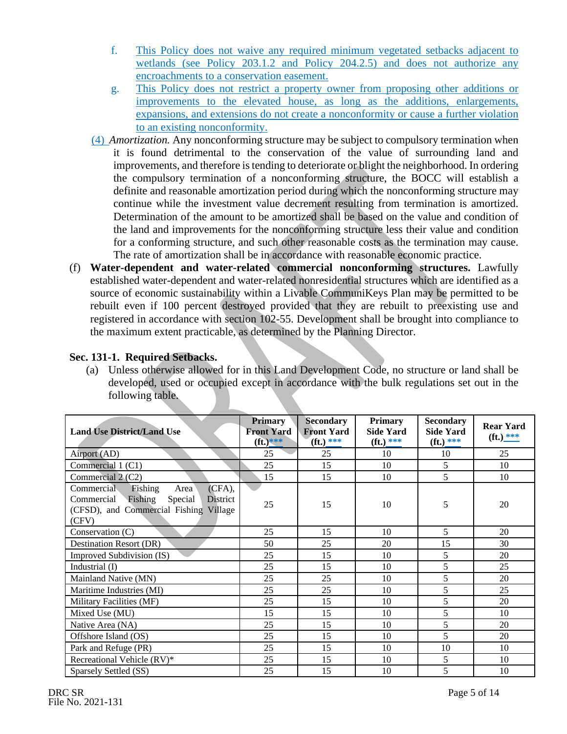f. This Policy does not waive any required minimum vegetated setbacks adjacent to wetlands (see Policy 203.1.2 and Policy 204.2.5) and does not authorize any encroachments to a conservation easement.

g. This Policy does not restrict a property owner from proposing other additions or improvements to the elevated house, as long as the additions, enlargements, expansions, and extensions do not create a nonconformity or cause a further violation to an existing nonconformity.

(4) *Amortization.* Any nonconforming structure may be subject to compulsory termination when it is found detrimental to the conservation of the value of surrounding land and improvements, and therefore is tending to deteriorate or blight the neighborhood. In ordering the compulsory termination of a nonconforming structure, the BOCC will establish a definite and reasonable amortization period during which the nonconforming structure may continue while the investment value decrement resulting from termination is amortized. Determination of the amount to be amortized shall be based on the value and condition of the land and improvements for the nonconforming structure less their value and condition for a conforming structure, and such other reasonable costs as the termination may cause. The rate of amortization shall be in accordance with reasonable economic practice.

(f) **Water-dependent and water-related commercial nonconforming structures.** Lawfully established water-dependent and water-related nonresidential structures which are identified as a source of economic sustainability within a Livable CommuniKeys Plan may be permitted to be rebuilt even if 100 percent destroyed provided that they are rebuilt to preexisting use and registered in accordance with section 102-55. Development shall be brought into compliance to the maximum extent practicable, as determined by the Planning Director.

**Sec. 131-1. Required Setbacks.**

(a) Unless otherwise allowed for in this Land Development Code, no structure or land shall be developed, used or occupied except in accordance with the bulk regulations set out in the following table.

| Land Use District/Land Use | Primary Front Yard (ft.)*** | Secondary Front Yard (ft.) *** | Primary Side Yard (ft.) *** | Secondary Side Yard (ft.) *** | Rear Yard (ft.) *** |
|---|---|---|---|---|---|
| Airport (AD) | 25 | 25 | 10 | 10 | 25 |
| Commercial 1 (C1) | 25 | 15 | 10 | 5 | 10 |
| Commercial 2 (C2) | 15 | 15 | 10 | 5 | 10 |
| Commercial Fishing Area (CFA), Commercial Fishing Special District (CFSD), and Commercial Fishing Village (CFV) | 25 | 15 | 10 | 5 | 20 |
| Conservation (C) | 25 | 15 | 10 | 5 | 20 |
| Destination Resort (DR) | 50 | 25 | 20 | 15 | 30 |
| Improved Subdivision (IS) | 25 | 15 | 10 | 5 | 20 |
| Industrial (I) | 25 | 15 | 10 | 5 | 25 |
| Mainland Native (MN) | 25 | 25 | 10 | 5 | 20 |
| Maritime Industries (MI) | 25 | 25 | 10 | 5 | 25 |
| Military Facilities (MF) | 25 | 15 | 10 | 5 | 20 |
| Mixed Use (MU) | 15 | 15 | 10 | 5 | 10 |
| Native Area (NA) | 25 | 15 | 10 | 5 | 20 |
| Offshore Island (OS) | 25 | 15 | 10 | 5 | 20 |
| Park and Refuge (PR) | 25 | 15 | 10 | 10 | 10 |
| Recreational Vehicle (RV)* | 25 | 15 | 10 | 5 | 10 |
| Sparsely Settled (SS) | 25 | 15 | 10 | 5 | 10 |

DRC SR
File No. 2021-131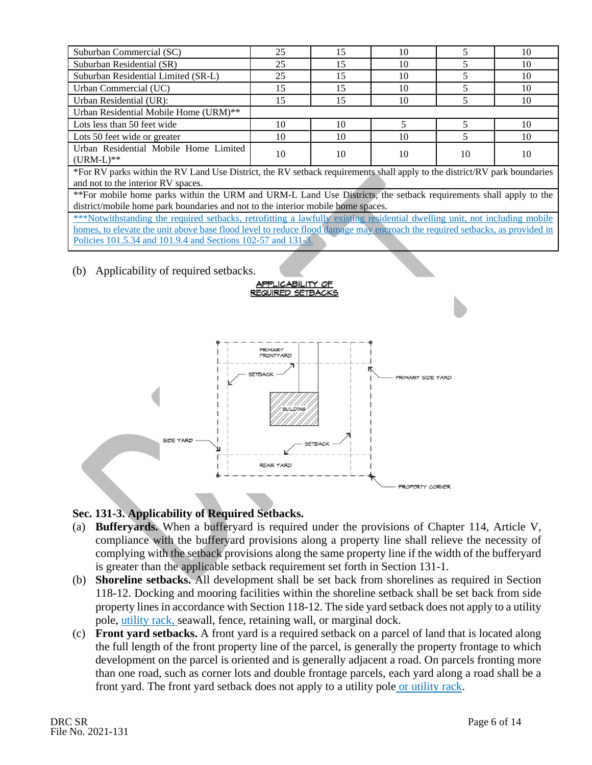| | | | | | |
|---|---|---|---|---|---|
| Suburban Commercial (SC) | 25 | 15 | 10 | 5 | 10 |
| Suburban Residential (SR) | 25 | 15 | 10 | 5 | 10 |
| Suburban Residential Limited (SR-L) | 25 | 15 | 10 | 5 | 10 |
| Urban Commercial (UC) | 15 | 15 | 10 | 5 | 10 |
| Urban Residential (UR): | 15 | 15 | 10 | 5 | 10 |
| Urban Residential Mobile Home (URM)** | | | | | |
| Lots less than 50 feet wide | 10 | 10 | 5 | 5 | 10 |
| Lots 50 feet wide or greater | 10 | 10 | 10 | 5 | 10 |
| Urban Residential Mobile Home Limited (URM-L)** | 10 | 10 | 10 | 10 | 10 |
| *For RV parks within the RV Land Use District, the RV setback requirements shall apply to the district/RV park boundaries and not to the interior RV spaces. | | | | | |
| **For mobile home parks within the URM and URM-L Land Use Districts, the setback requirements shall apply to the district/mobile home park boundaries and not to the interior mobile home spaces. | | | | | |
| ***Notwithstanding the required setbacks, retrofitting a lawfully existing residential dwelling unit, not including mobile homes, to elevate the unit above base flood level to reduce flood damage may encroach the required setbacks, as provided in Policies 101.5.34 and 101.9.4 and Sections 102-57 and 131-3. | | | | | |

(b) Applicability of required setbacks.

APPLICABILITY OF REQUIRED SETBACKS

PRIMARY FRONTYARD
SETBACK
PRIMARY SIDE YARD
BUILDING
SIDE YARD
SETBACK
REAR YARD
PROPERTY CORNER

**Sec. 131-3. Applicability of Required Setbacks.**

(a) **Bufferyards.** When a bufferyard is required under the provisions of Chapter 114, Article V, compliance with the bufferyard provisions along a property line shall relieve the necessity of complying with the setback provisions along the same property line if the width of the bufferyard is greater than the applicable setback requirement set forth in Section 131-1.

(b) **Shoreline setbacks.** All development shall be set back from shorelines as required in Section 118-12. Docking and mooring facilities within the shoreline setback shall be set back from side property lines in accordance with Section 118-12. The side yard setback does not apply to a utility pole, utility rack, seawall, fence, retaining wall, or marginal dock.

(c) **Front yard setbacks.** A front yard is a required setback on a parcel of land that is located along the full length of the front property line of the parcel, is generally the property frontage to which development on the parcel is oriented and is generally adjacent a road. On parcels fronting more than one road, such as corner lots and double frontage parcels, each yard along a road shall be a front yard. The front yard setback does not apply to a utility pole or utility rack.

DRC SR
File No. 2021-131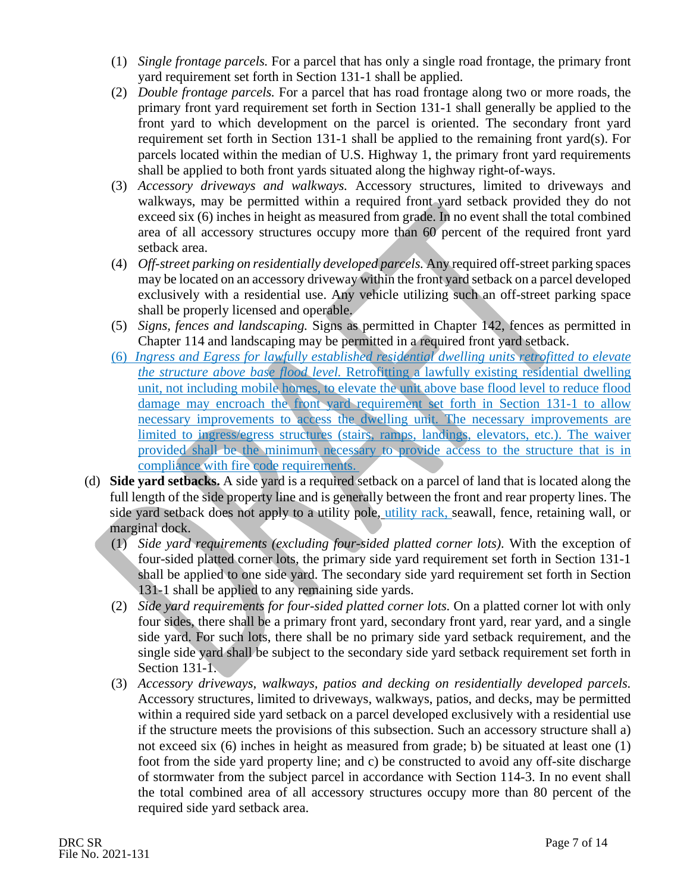(1) *Single frontage parcels.* For a parcel that has only a single road frontage, the primary front yard requirement set forth in Section 131-1 shall be applied.

(2) *Double frontage parcels.* For a parcel that has road frontage along two or more roads, the primary front yard requirement set forth in Section 131-1 shall generally be applied to the front yard to which development on the parcel is oriented. The secondary front yard requirement set forth in Section 131-1 shall be applied to the remaining front yard(s). For parcels located within the median of U.S. Highway 1, the primary front yard requirements shall be applied to both front yards situated along the highway right-of-ways.

(3) *Accessory driveways and walkways.* Accessory structures, limited to driveways and walkways, may be permitted within a required front yard setback provided they do not exceed six (6) inches in height as measured from grade. In no event shall the total combined area of all accessory structures occupy more than 60 percent of the required front yard setback area.

(4) *Off-street parking on residentially developed parcels.* Any required off-street parking spaces may be located on an accessory driveway within the front yard setback on a parcel developed exclusively with a residential use. Any vehicle utilizing such an off-street parking space shall be properly licensed and operable.

(5) *Signs, fences and landscaping.* Signs as permitted in Chapter 142, fences as permitted in Chapter 114 and landscaping may be permitted in a required front yard setback.

(6) *Ingress and Egress for lawfully established residential dwelling units retrofitted to elevate the structure above base flood level.* Retrofitting a lawfully existing residential dwelling unit, not including mobile homes, to elevate the unit above base flood level to reduce flood damage may encroach the front yard requirement set forth in Section 131-1 to allow necessary improvements to access the dwelling unit. The necessary improvements are limited to ingress/egress structures (stairs, ramps, landings, elevators, etc.). The waiver provided shall be the minimum necessary to provide access to the structure that is in compliance with fire code requirements.

(d) **Side yard setbacks.** A side yard is a required setback on a parcel of land that is located along the full length of the side property line and is generally between the front and rear property lines. The side yard setback does not apply to a utility pole, utility rack, seawall, fence, retaining wall, or marginal dock.

(1) *Side yard requirements (excluding four-sided platted corner lots).* With the exception of four-sided platted corner lots, the primary side yard requirement set forth in Section 131-1 shall be applied to one side yard. The secondary side yard requirement set forth in Section 131-1 shall be applied to any remaining side yards.

(2) *Side yard requirements for four-sided platted corner lots.* On a platted corner lot with only four sides, there shall be a primary front yard, secondary front yard, rear yard, and a single side yard. For such lots, there shall be no primary side yard setback requirement, and the single side yard shall be subject to the secondary side yard setback requirement set forth in Section 131-1.

(3) *Accessory driveways, walkways, patios and decking on residentially developed parcels.* Accessory structures, limited to driveways, walkways, patios, and decks, may be permitted within a required side yard setback on a parcel developed exclusively with a residential use if the structure meets the provisions of this subsection. Such an accessory structure shall a) not exceed six (6) inches in height as measured from grade; b) be situated at least one (1) foot from the side yard property line; and c) be constructed to avoid any off-site discharge of stormwater from the subject parcel in accordance with Section 114-3. In no event shall the total combined area of all accessory structures occupy more than 80 percent of the required side yard setback area.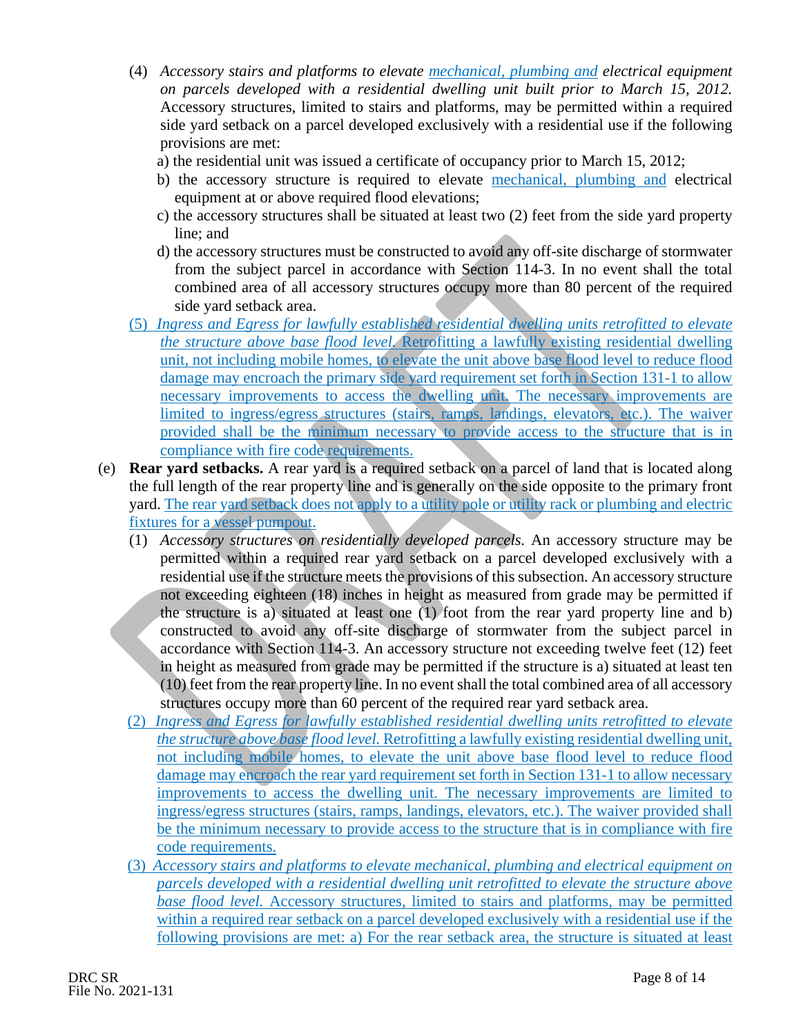(4) *Accessory stairs and platforms to elevate mechanical, plumbing and electrical equipment on parcels developed with a residential dwelling unit built prior to March 15, 2012.* Accessory structures, limited to stairs and platforms, may be permitted within a required side yard setback on a parcel developed exclusively with a residential use if the following provisions are met:

a) the residential unit was issued a certificate of occupancy prior to March 15, 2012;

b) the accessory structure is required to elevate mechanical, plumbing and electrical equipment at or above required flood elevations;

c) the accessory structures shall be situated at least two (2) feet from the side yard property line; and

d) the accessory structures must be constructed to avoid any off-site discharge of stormwater from the subject parcel in accordance with Section 114-3. In no event shall the total combined area of all accessory structures occupy more than 80 percent of the required side yard setback area.

(5) *Ingress and Egress for lawfully established residential dwelling units retrofitted to elevate the structure above base flood level.* Retrofitting a lawfully existing residential dwelling unit, not including mobile homes, to elevate the unit above base flood level to reduce flood damage may encroach the primary side yard requirement set forth in Section 131-1 to allow necessary improvements to access the dwelling unit. The necessary improvements are limited to ingress/egress structures (stairs, ramps, landings, elevators, etc.). The waiver provided shall be the minimum necessary to provide access to the structure that is in compliance with fire code requirements.

(e) **Rear yard setbacks.** A rear yard is a required setback on a parcel of land that is located along the full length of the rear property line and is generally on the side opposite to the primary front yard. The rear yard setback does not apply to a utility pole or utility rack or plumbing and electric fixtures for a vessel pumpout.

(1) *Accessory structures on residentially developed parcels.* An accessory structure may be permitted within a required rear yard setback on a parcel developed exclusively with a residential use if the structure meets the provisions of this subsection. An accessory structure not exceeding eighteen (18) inches in height as measured from grade may be permitted if the structure is a) situated at least one (1) foot from the rear yard property line and b) constructed to avoid any off-site discharge of stormwater from the subject parcel in accordance with Section 114-3. An accessory structure not exceeding twelve feet (12) feet in height as measured from grade may be permitted if the structure is a) situated at least ten (10) feet from the rear property line. In no event shall the total combined area of all accessory structures occupy more than 60 percent of the required rear yard setback area.

(2) *Ingress and Egress for lawfully established residential dwelling units retrofitted to elevate the structure above base flood level.* Retrofitting a lawfully existing residential dwelling unit, not including mobile homes, to elevate the unit above base flood level to reduce flood damage may encroach the rear yard requirement set forth in Section 131-1 to allow necessary improvements to access the dwelling unit. The necessary improvements are limited to ingress/egress structures (stairs, ramps, landings, elevators, etc.). The waiver provided shall be the minimum necessary to provide access to the structure that is in compliance with fire code requirements.

(3) *Accessory stairs and platforms to elevate mechanical, plumbing and electrical equipment on parcels developed with a residential dwelling unit retrofitted to elevate the structure above base flood level.* Accessory structures, limited to stairs and platforms, may be permitted within a required rear setback on a parcel developed exclusively with a residential use if the following provisions are met: a) For the rear setback area, the structure is situated at least

DRC SR
File No. 2021-131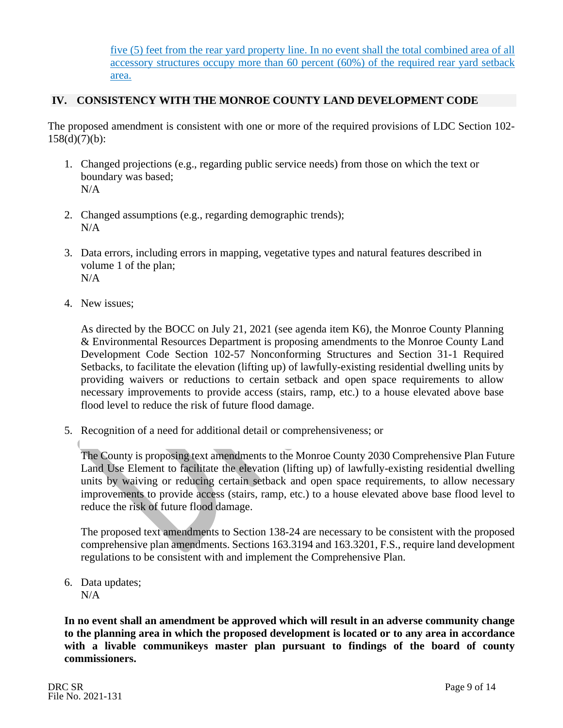five (5) feet from the rear yard property line. In no event shall the total combined area of all accessory structures occupy more than 60 percent (60%) of the required rear yard setback area.

## IV. CONSISTENCY WITH THE MONROE COUNTY LAND DEVELOPMENT CODE

The proposed amendment is consistent with one or more of the required provisions of LDC Section 102-158(d)(7)(b):

1. Changed projections (e.g., regarding public service needs) from those on which the text or boundary was based;
   N/A

2. Changed assumptions (e.g., regarding demographic trends);
   N/A

3. Data errors, including errors in mapping, vegetative types and natural features described in volume 1 of the plan;
   N/A

4. New issues;

   As directed by the BOCC on July 21, 2021 (see agenda item K6), the Monroe County Planning & Environmental Resources Department is proposing amendments to the Monroe County Land Development Code Section 102-57 Nonconforming Structures and Section 31-1 Required Setbacks, to facilitate the elevation (lifting up) of lawfully-existing residential dwelling units by providing waivers or reductions to certain setback and open space requirements to allow necessary improvements to provide access (stairs, ramp, etc.) to a house elevated above base flood level to reduce the risk of future flood damage.

5. Recognition of a need for additional detail or comprehensiveness; or

   The County is proposing text amendments to the Monroe County 2030 Comprehensive Plan Future Land Use Element to facilitate the elevation (lifting up) of lawfully-existing residential dwelling units by waiving or reducing certain setback and open space requirements, to allow necessary improvements to provide access (stairs, ramp, etc.) to a house elevated above base flood level to reduce the risk of future flood damage.

   The proposed text amendments to Section 138-24 are necessary to be consistent with the proposed comprehensive plan amendments. Sections 163.3194 and 163.3201, F.S., require land development regulations to be consistent with and implement the Comprehensive Plan.

6. Data updates;
   N/A

**In no event shall an amendment be approved which will result in an adverse community change to the planning area in which the proposed development is located or to any area in accordance with a livable communikeys master plan pursuant to findings of the board of county commissioners.**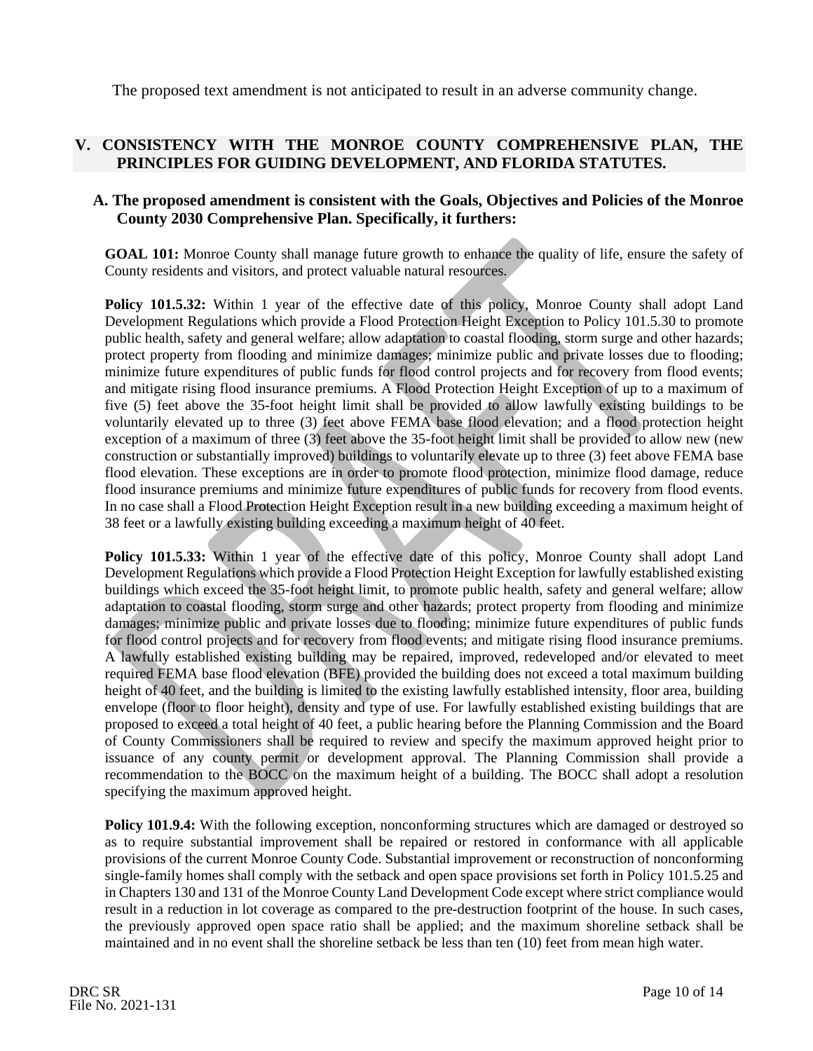The proposed text amendment is not anticipated to result in an adverse community change.

## V. CONSISTENCY WITH THE MONROE COUNTY COMPREHENSIVE PLAN, THE PRINCIPLES FOR GUIDING DEVELOPMENT, AND FLORIDA STATUTES.

### A. The proposed amendment is consistent with the Goals, Objectives and Policies of the Monroe County 2030 Comprehensive Plan. Specifically, it furthers:

**GOAL 101:** Monroe County shall manage future growth to enhance the quality of life, ensure the safety of County residents and visitors, and protect valuable natural resources.

**Policy 101.5.32:** Within 1 year of the effective date of this policy, Monroe County shall adopt Land Development Regulations which provide a Flood Protection Height Exception to Policy 101.5.30 to promote public health, safety and general welfare; allow adaptation to coastal flooding, storm surge and other hazards; protect property from flooding and minimize damages; minimize public and private losses due to flooding; minimize future expenditures of public funds for flood control projects and for recovery from flood events; and mitigate rising flood insurance premiums. A Flood Protection Height Exception of up to a maximum of five (5) feet above the 35-foot height limit shall be provided to allow lawfully existing buildings to be voluntarily elevated up to three (3) feet above FEMA base flood elevation; and a flood protection height exception of a maximum of three (3) feet above the 35-foot height limit shall be provided to allow new (new construction or substantially improved) buildings to voluntarily elevate up to three (3) feet above FEMA base flood elevation. These exceptions are in order to promote flood protection, minimize flood damage, reduce flood insurance premiums and minimize future expenditures of public funds for recovery from flood events. In no case shall a Flood Protection Height Exception result in a new building exceeding a maximum height of 38 feet or a lawfully existing building exceeding a maximum height of 40 feet.

**Policy 101.5.33:** Within 1 year of the effective date of this policy, Monroe County shall adopt Land Development Regulations which provide a Flood Protection Height Exception for lawfully established existing buildings which exceed the 35-foot height limit, to promote public health, safety and general welfare; allow adaptation to coastal flooding, storm surge and other hazards; protect property from flooding and minimize damages; minimize public and private losses due to flooding; minimize future expenditures of public funds for flood control projects and for recovery from flood events; and mitigate rising flood insurance premiums. A lawfully established existing building may be repaired, improved, redeveloped and/or elevated to meet required FEMA base flood elevation (BFE) provided the building does not exceed a total maximum building height of 40 feet, and the building is limited to the existing lawfully established intensity, floor area, building envelope (floor to floor height), density and type of use. For lawfully established existing buildings that are proposed to exceed a total height of 40 feet, a public hearing before the Planning Commission and the Board of County Commissioners shall be required to review and specify the maximum approved height prior to issuance of any county permit or development approval. The Planning Commission shall provide a recommendation to the BOCC on the maximum height of a building. The BOCC shall adopt a resolution specifying the maximum approved height.

**Policy 101.9.4:** With the following exception, nonconforming structures which are damaged or destroyed so as to require substantial improvement shall be repaired or restored in conformance with all applicable provisions of the current Monroe County Code. Substantial improvement or reconstruction of nonconforming single-family homes shall comply with the setback and open space provisions set forth in Policy 101.5.25 and in Chapters 130 and 131 of the Monroe County Land Development Code except where strict compliance would result in a reduction in lot coverage as compared to the pre-destruction footprint of the house. In such cases, the previously approved open space ratio shall be applied; and the maximum shoreline setback shall be maintained and in no event shall the shoreline setback be less than ten (10) feet from mean high water.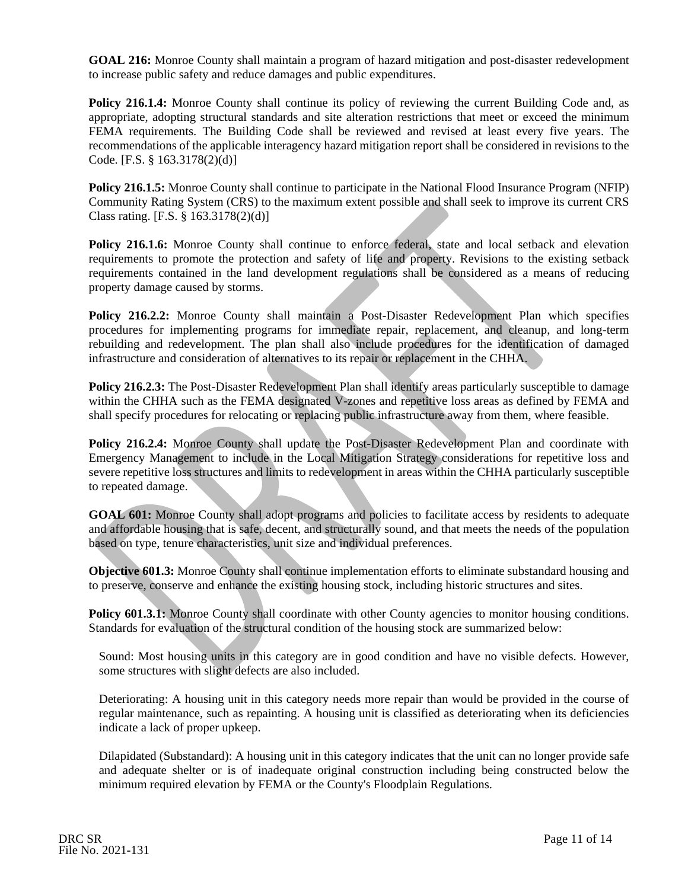**GOAL 216:** Monroe County shall maintain a program of hazard mitigation and post-disaster redevelopment to increase public safety and reduce damages and public expenditures.

**Policy 216.1.4:** Monroe County shall continue its policy of reviewing the current Building Code and, as appropriate, adopting structural standards and site alteration restrictions that meet or exceed the minimum FEMA requirements. The Building Code shall be reviewed and revised at least every five years. The recommendations of the applicable interagency hazard mitigation report shall be considered in revisions to the Code. [F.S. § 163.3178(2)(d)]

**Policy 216.1.5:** Monroe County shall continue to participate in the National Flood Insurance Program (NFIP) Community Rating System (CRS) to the maximum extent possible and shall seek to improve its current CRS Class rating. [F.S. § 163.3178(2)(d)]

**Policy 216.1.6:** Monroe County shall continue to enforce federal, state and local setback and elevation requirements to promote the protection and safety of life and property. Revisions to the existing setback requirements contained in the land development regulations shall be considered as a means of reducing property damage caused by storms.

**Policy 216.2.2:** Monroe County shall maintain a Post-Disaster Redevelopment Plan which specifies procedures for implementing programs for immediate repair, replacement, and cleanup, and long-term rebuilding and redevelopment. The plan shall also include procedures for the identification of damaged infrastructure and consideration of alternatives to its repair or replacement in the CHHA.

**Policy 216.2.3:** The Post-Disaster Redevelopment Plan shall identify areas particularly susceptible to damage within the CHHA such as the FEMA designated V-zones and repetitive loss areas as defined by FEMA and shall specify procedures for relocating or replacing public infrastructure away from them, where feasible.

**Policy 216.2.4:** Monroe County shall update the Post-Disaster Redevelopment Plan and coordinate with Emergency Management to include in the Local Mitigation Strategy considerations for repetitive loss and severe repetitive loss structures and limits to redevelopment in areas within the CHHA particularly susceptible to repeated damage.

**GOAL 601:** Monroe County shall adopt programs and policies to facilitate access by residents to adequate and affordable housing that is safe, decent, and structurally sound, and that meets the needs of the population based on type, tenure characteristics, unit size and individual preferences.

**Objective 601.3:** Monroe County shall continue implementation efforts to eliminate substandard housing and to preserve, conserve and enhance the existing housing stock, including historic structures and sites.

**Policy 601.3.1:** Monroe County shall coordinate with other County agencies to monitor housing conditions. Standards for evaluation of the structural condition of the housing stock are summarized below:

Sound: Most housing units in this category are in good condition and have no visible defects. However, some structures with slight defects are also included.

Deteriorating: A housing unit in this category needs more repair than would be provided in the course of regular maintenance, such as repainting. A housing unit is classified as deteriorating when its deficiencies indicate a lack of proper upkeep.

Dilapidated (Substandard): A housing unit in this category indicates that the unit can no longer provide safe and adequate shelter or is of inadequate original construction including being constructed below the minimum required elevation by FEMA or the County's Floodplain Regulations.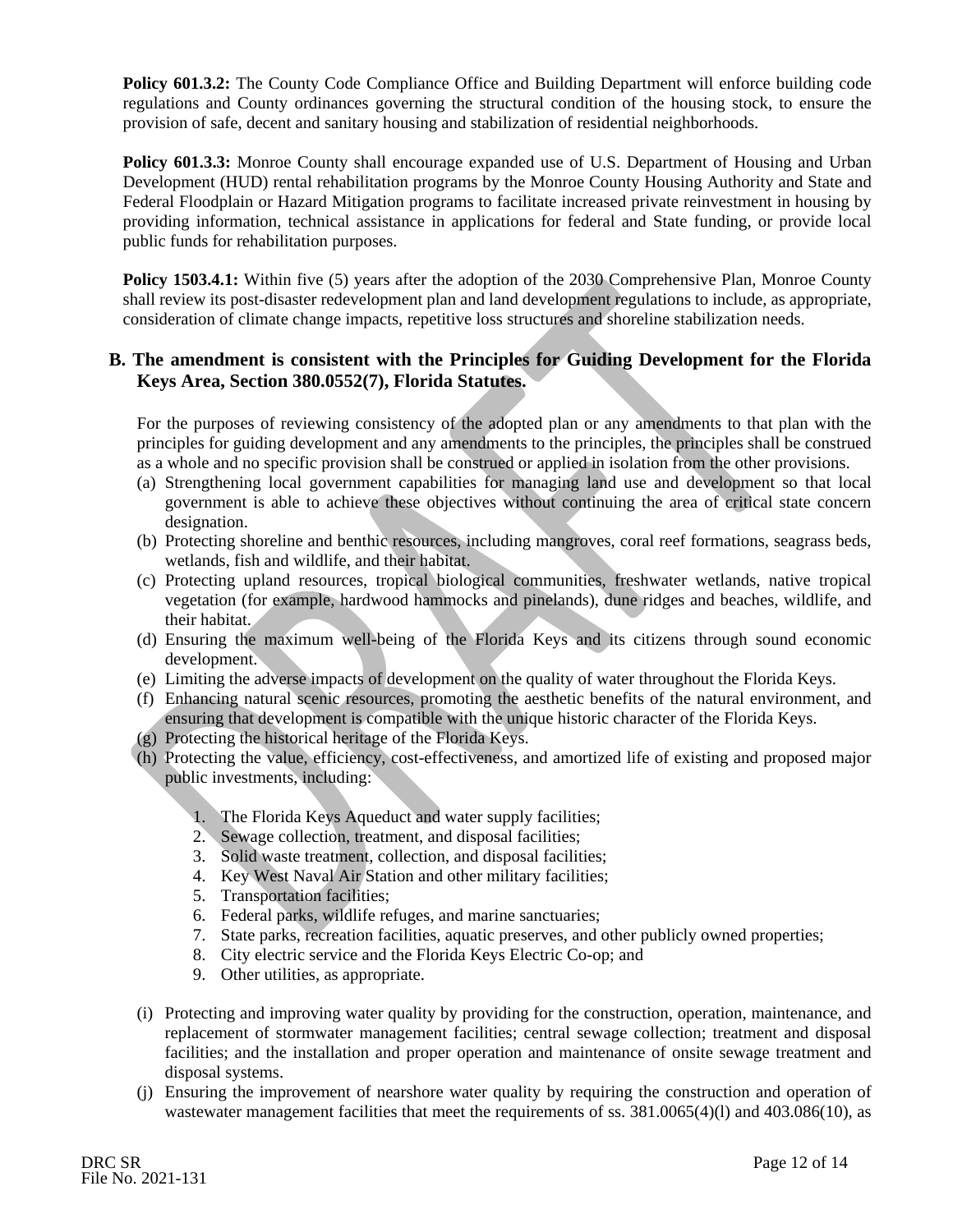**Policy 601.3.2:** The County Code Compliance Office and Building Department will enforce building code regulations and County ordinances governing the structural condition of the housing stock, to ensure the provision of safe, decent and sanitary housing and stabilization of residential neighborhoods.

**Policy 601.3.3:** Monroe County shall encourage expanded use of U.S. Department of Housing and Urban Development (HUD) rental rehabilitation programs by the Monroe County Housing Authority and State and Federal Floodplain or Hazard Mitigation programs to facilitate increased private reinvestment in housing by providing information, technical assistance in applications for federal and State funding, or provide local public funds for rehabilitation purposes.

**Policy 1503.4.1:** Within five (5) years after the adoption of the 2030 Comprehensive Plan, Monroe County shall review its post-disaster redevelopment plan and land development regulations to include, as appropriate, consideration of climate change impacts, repetitive loss structures and shoreline stabilization needs.

**B. The amendment is consistent with the Principles for Guiding Development for the Florida Keys Area, Section 380.0552(7), Florida Statutes.**

For the purposes of reviewing consistency of the adopted plan or any amendments to that plan with the principles for guiding development and any amendments to the principles, the principles shall be construed as a whole and no specific provision shall be construed or applied in isolation from the other provisions.

(a) Strengthening local government capabilities for managing land use and development so that local government is able to achieve these objectives without continuing the area of critical state concern designation.
(b) Protecting shoreline and benthic resources, including mangroves, coral reef formations, seagrass beds, wetlands, fish and wildlife, and their habitat.
(c) Protecting upland resources, tropical biological communities, freshwater wetlands, native tropical vegetation (for example, hardwood hammocks and pinelands), dune ridges and beaches, wildlife, and their habitat.
(d) Ensuring the maximum well-being of the Florida Keys and its citizens through sound economic development.
(e) Limiting the adverse impacts of development on the quality of water throughout the Florida Keys.
(f) Enhancing natural scenic resources, promoting the aesthetic benefits of the natural environment, and ensuring that development is compatible with the unique historic character of the Florida Keys.
(g) Protecting the historical heritage of the Florida Keys.
(h) Protecting the value, efficiency, cost-effectiveness, and amortized life of existing and proposed major public investments, including:

    1. The Florida Keys Aqueduct and water supply facilities;
    2. Sewage collection, treatment, and disposal facilities;
    3. Solid waste treatment, collection, and disposal facilities;
    4. Key West Naval Air Station and other military facilities;
    5. Transportation facilities;
    6. Federal parks, wildlife refuges, and marine sanctuaries;
    7. State parks, recreation facilities, aquatic preserves, and other publicly owned properties;
    8. City electric service and the Florida Keys Electric Co-op; and
    9. Other utilities, as appropriate.

(i) Protecting and improving water quality by providing for the construction, operation, maintenance, and replacement of stormwater management facilities; central sewage collection; treatment and disposal facilities; and the installation and proper operation and maintenance of onsite sewage treatment and disposal systems.
(j) Ensuring the improvement of nearshore water quality by requiring the construction and operation of wastewater management facilities that meet the requirements of ss. 381.0065(4)(l) and 403.086(10), as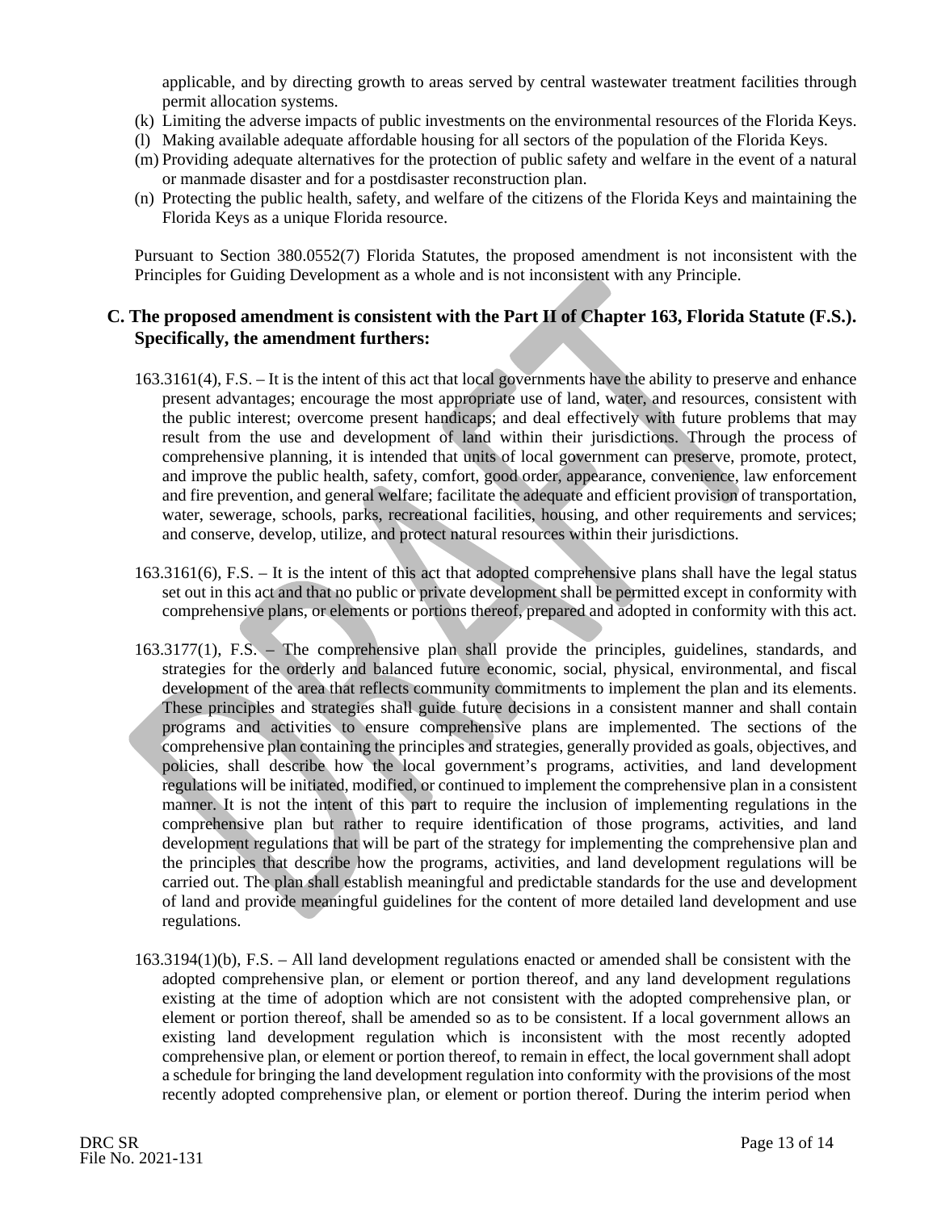applicable, and by directing growth to areas served by central wastewater treatment facilities through permit allocation systems.

(k) Limiting the adverse impacts of public investments on the environmental resources of the Florida Keys.

(l) Making available adequate affordable housing for all sectors of the population of the Florida Keys.

(m) Providing adequate alternatives for the protection of public safety and welfare in the event of a natural or manmade disaster and for a postdisaster reconstruction plan.

(n) Protecting the public health, safety, and welfare of the citizens of the Florida Keys and maintaining the Florida Keys as a unique Florida resource.

Pursuant to Section 380.0552(7) Florida Statutes, the proposed amendment is not inconsistent with the Principles for Guiding Development as a whole and is not inconsistent with any Principle.

## C. The proposed amendment is consistent with the Part II of Chapter 163, Florida Statute (F.S.). Specifically, the amendment furthers:

163.3161(4), F.S. – It is the intent of this act that local governments have the ability to preserve and enhance present advantages; encourage the most appropriate use of land, water, and resources, consistent with the public interest; overcome present handicaps; and deal effectively with future problems that may result from the use and development of land within their jurisdictions. Through the process of comprehensive planning, it is intended that units of local government can preserve, promote, protect, and improve the public health, safety, comfort, good order, appearance, convenience, law enforcement and fire prevention, and general welfare; facilitate the adequate and efficient provision of transportation, water, sewerage, schools, parks, recreational facilities, housing, and other requirements and services; and conserve, develop, utilize, and protect natural resources within their jurisdictions.

163.3161(6), F.S. – It is the intent of this act that adopted comprehensive plans shall have the legal status set out in this act and that no public or private development shall be permitted except in conformity with comprehensive plans, or elements or portions thereof, prepared and adopted in conformity with this act.

163.3177(1), F.S. – The comprehensive plan shall provide the principles, guidelines, standards, and strategies for the orderly and balanced future economic, social, physical, environmental, and fiscal development of the area that reflects community commitments to implement the plan and its elements. These principles and strategies shall guide future decisions in a consistent manner and shall contain programs and activities to ensure comprehensive plans are implemented. The sections of the comprehensive plan containing the principles and strategies, generally provided as goals, objectives, and policies, shall describe how the local government's programs, activities, and land development regulations will be initiated, modified, or continued to implement the comprehensive plan in a consistent manner. It is not the intent of this part to require the inclusion of implementing regulations in the comprehensive plan but rather to require identification of those programs, activities, and land development regulations that will be part of the strategy for implementing the comprehensive plan and the principles that describe how the programs, activities, and land development regulations will be carried out. The plan shall establish meaningful and predictable standards for the use and development of land and provide meaningful guidelines for the content of more detailed land development and use regulations.

163.3194(1)(b), F.S. – All land development regulations enacted or amended shall be consistent with the adopted comprehensive plan, or element or portion thereof, and any land development regulations existing at the time of adoption which are not consistent with the adopted comprehensive plan, or element or portion thereof, shall be amended so as to be consistent. If a local government allows an existing land development regulation which is inconsistent with the most recently adopted comprehensive plan, or element or portion thereof, to remain in effect, the local government shall adopt a schedule for bringing the land development regulation into conformity with the provisions of the most recently adopted comprehensive plan, or element or portion thereof. During the interim period when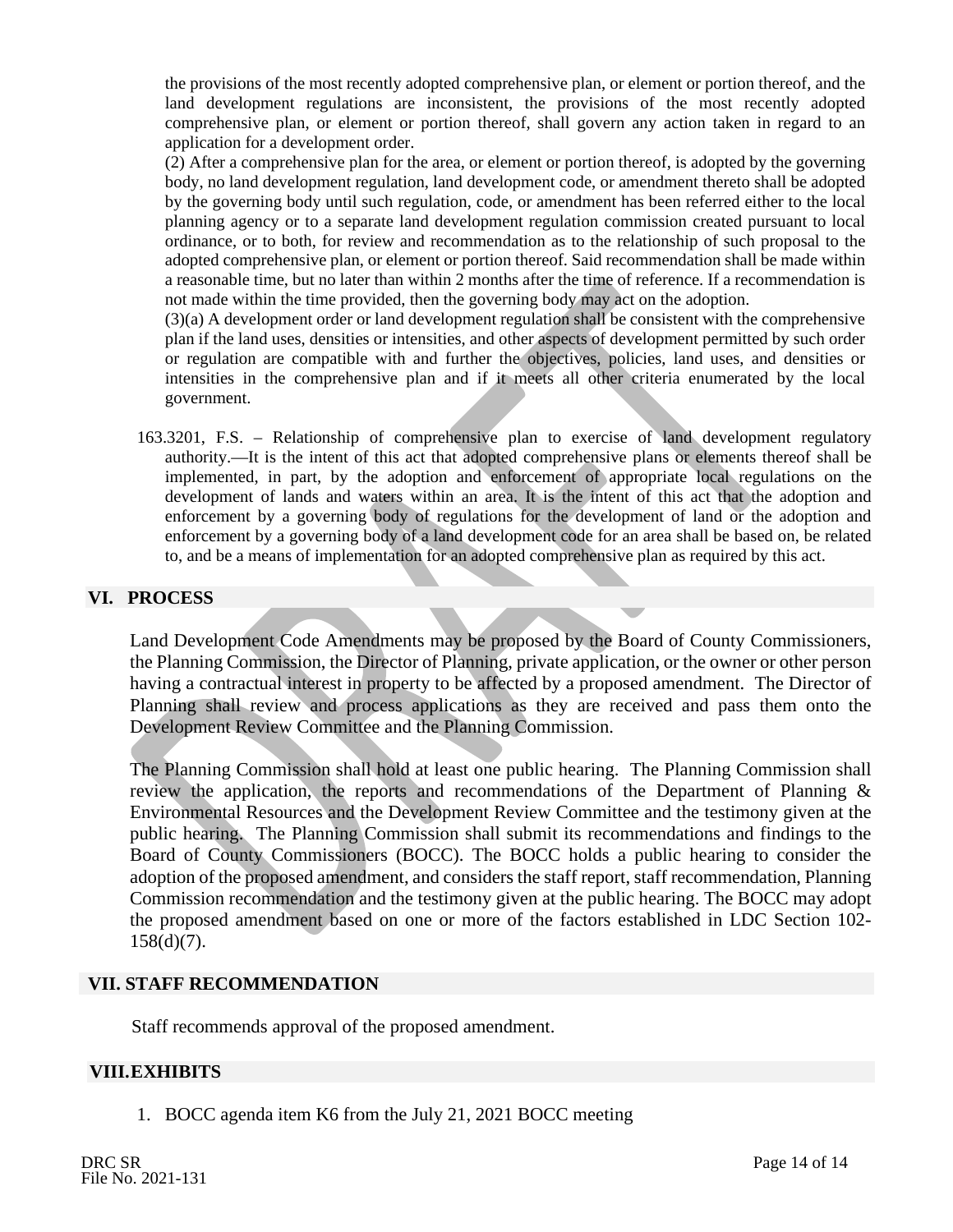the provisions of the most recently adopted comprehensive plan, or element or portion thereof, and the land development regulations are inconsistent, the provisions of the most recently adopted comprehensive plan, or element or portion thereof, shall govern any action taken in regard to an application for a development order.

(2) After a comprehensive plan for the area, or element or portion thereof, is adopted by the governing body, no land development regulation, land development code, or amendment thereto shall be adopted by the governing body until such regulation, code, or amendment has been referred either to the local planning agency or to a separate land development regulation commission created pursuant to local ordinance, or to both, for review and recommendation as to the relationship of such proposal to the adopted comprehensive plan, or element or portion thereof. Said recommendation shall be made within a reasonable time, but no later than within 2 months after the time of reference. If a recommendation is not made within the time provided, then the governing body may act on the adoption.

(3)(a) A development order or land development regulation shall be consistent with the comprehensive plan if the land uses, densities or intensities, and other aspects of development permitted by such order or regulation are compatible with and further the objectives, policies, land uses, and densities or intensities in the comprehensive plan and if it meets all other criteria enumerated by the local government.

163.3201, F.S. – Relationship of comprehensive plan to exercise of land development regulatory authority.—It is the intent of this act that adopted comprehensive plans or elements thereof shall be implemented, in part, by the adoption and enforcement of appropriate local regulations on the development of lands and waters within an area. It is the intent of this act that the adoption and enforcement by a governing body of regulations for the development of land or the adoption and enforcement by a governing body of a land development code for an area shall be based on, be related to, and be a means of implementation for an adopted comprehensive plan as required by this act.

## VI. PROCESS

Land Development Code Amendments may be proposed by the Board of County Commissioners, the Planning Commission, the Director of Planning, private application, or the owner or other person having a contractual interest in property to be affected by a proposed amendment. The Director of Planning shall review and process applications as they are received and pass them onto the Development Review Committee and the Planning Commission.

The Planning Commission shall hold at least one public hearing. The Planning Commission shall review the application, the reports and recommendations of the Department of Planning & Environmental Resources and the Development Review Committee and the testimony given at the public hearing. The Planning Commission shall submit its recommendations and findings to the Board of County Commissioners (BOCC). The BOCC holds a public hearing to consider the adoption of the proposed amendment, and considers the staff report, staff recommendation, Planning Commission recommendation and the testimony given at the public hearing. The BOCC may adopt the proposed amendment based on one or more of the factors established in LDC Section 102-158(d)(7).

## VII. STAFF RECOMMENDATION

Staff recommends approval of the proposed amendment.

## VIII. EXHIBITS

1. BOCC agenda item K6 from the July 21, 2021 BOCC meeting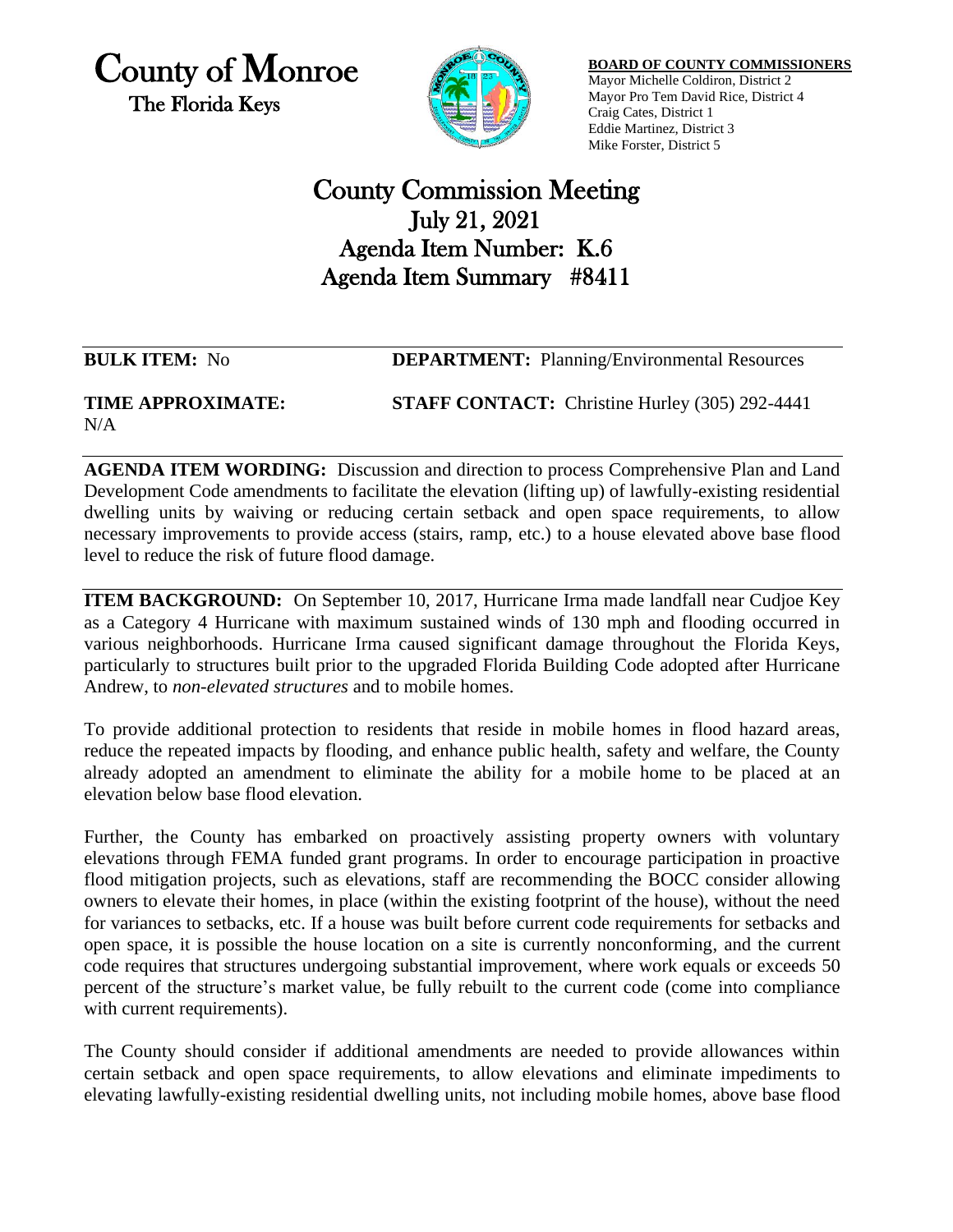# County of Monroe

The Florida Keys

**BOARD OF COUNTY COMMISSIONERS**

Mayor Michelle Coldiron, District 2
Mayor Pro Tem David Rice, District 4
Craig Cates, District 1
Eddie Martinez, District 3
Mike Forster, District 5

## County Commission Meeting
## July 21, 2021
## Agenda Item Number: K.6
## Agenda Item Summary #8411

**BULK ITEM:** No **DEPARTMENT:** Planning/Environmental Resources

**TIME APPROXIMATE:** N/A **STAFF CONTACT:** Christine Hurley (305) 292-4441

**AGENDA ITEM WORDING:** Discussion and direction to process Comprehensive Plan and Land Development Code amendments to facilitate the elevation (lifting up) of lawfully-existing residential dwelling units by waiving or reducing certain setback and open space requirements, to allow necessary improvements to provide access (stairs, ramp, etc.) to a house elevated above base flood level to reduce the risk of future flood damage.

**ITEM BACKGROUND:** On September 10, 2017, Hurricane Irma made landfall near Cudjoe Key as a Category 4 Hurricane with maximum sustained winds of 130 mph and flooding occurred in various neighborhoods. Hurricane Irma caused significant damage throughout the Florida Keys, particularly to structures built prior to the upgraded Florida Building Code adopted after Hurricane Andrew, to *non-elevated structures* and to mobile homes.

To provide additional protection to residents that reside in mobile homes in flood hazard areas, reduce the repeated impacts by flooding, and enhance public health, safety and welfare, the County already adopted an amendment to eliminate the ability for a mobile home to be placed at an elevation below base flood elevation.

Further, the County has embarked on proactively assisting property owners with voluntary elevations through FEMA funded grant programs. In order to encourage participation in proactive flood mitigation projects, such as elevations, staff are recommending the BOCC consider allowing owners to elevate their homes, in place (within the existing footprint of the house), without the need for variances to setbacks, etc. If a house was built before current code requirements for setbacks and open space, it is possible the house location on a site is currently nonconforming, and the current code requires that structures undergoing substantial improvement, where work equals or exceeds 50 percent of the structure's market value, be fully rebuilt to the current code (come into compliance with current requirements).

The County should consider if additional amendments are needed to provide allowances within certain setback and open space requirements, to allow elevations and eliminate impediments to elevating lawfully-existing residential dwelling units, not including mobile homes, above base flood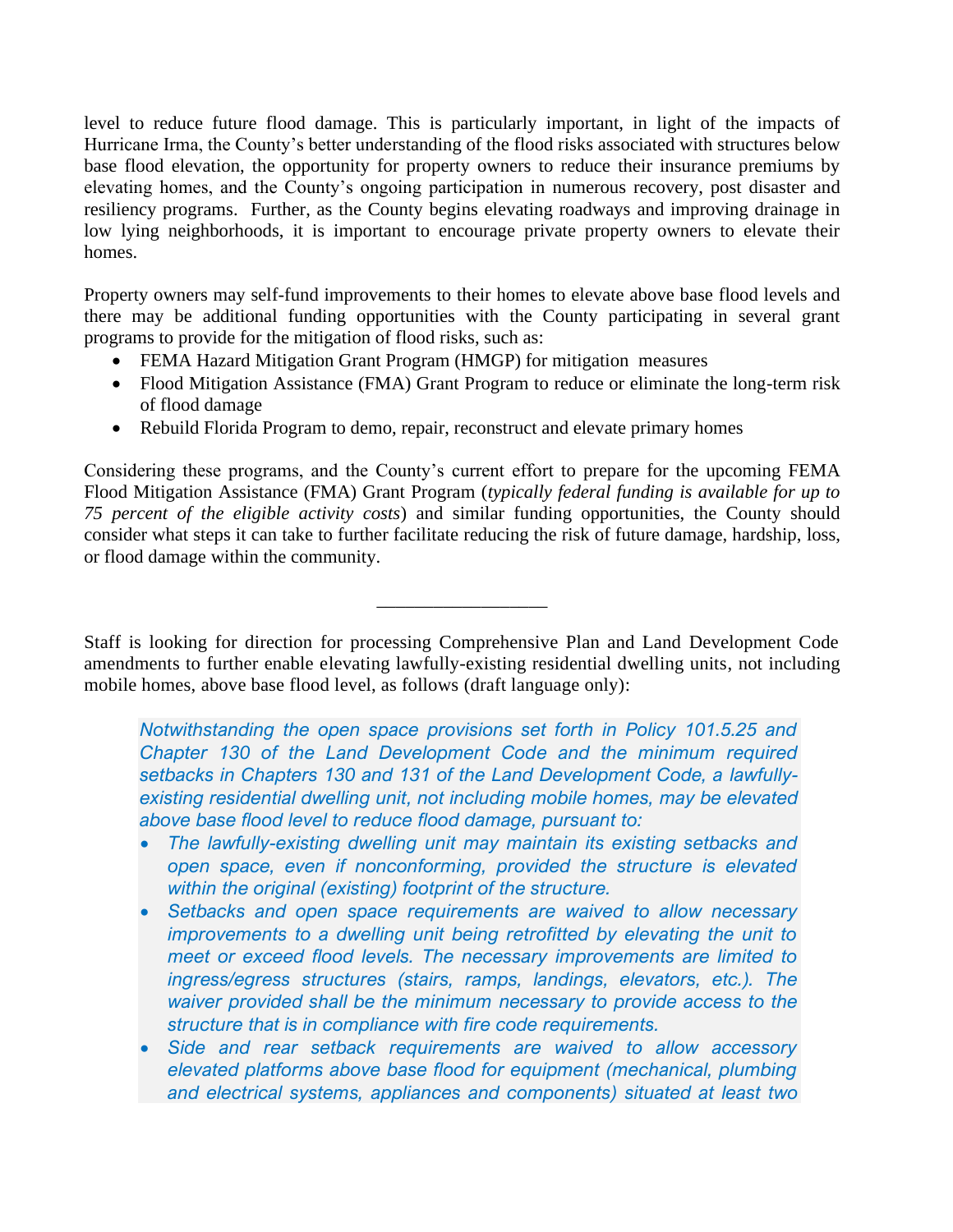level to reduce future flood damage. This is particularly important, in light of the impacts of Hurricane Irma, the County's better understanding of the flood risks associated with structures below base flood elevation, the opportunity for property owners to reduce their insurance premiums by elevating homes, and the County's ongoing participation in numerous recovery, post disaster and resiliency programs. Further, as the County begins elevating roadways and improving drainage in low lying neighborhoods, it is important to encourage private property owners to elevate their homes.

Property owners may self-fund improvements to their homes to elevate above base flood levels and there may be additional funding opportunities with the County participating in several grant programs to provide for the mitigation of flood risks, such as:

- FEMA Hazard Mitigation Grant Program (HMGP) for mitigation measures
- Flood Mitigation Assistance (FMA) Grant Program to reduce or eliminate the long-term risk of flood damage
- Rebuild Florida Program to demo, repair, reconstruct and elevate primary homes

Considering these programs, and the County's current effort to prepare for the upcoming FEMA Flood Mitigation Assistance (FMA) Grant Program (*typically federal funding is available for up to 75 percent of the eligible activity costs*) and similar funding opportunities, the County should consider what steps it can take to further facilitate reducing the risk of future damage, hardship, loss, or flood damage within the community.

---

Staff is looking for direction for processing Comprehensive Plan and Land Development Code amendments to further enable elevating lawfully-existing residential dwelling units, not including mobile homes, above base flood level, as follows (draft language only):

> *Notwithstanding the open space provisions set forth in Policy 101.5.25 and Chapter 130 of the Land Development Code and the minimum required setbacks in Chapters 130 and 131 of the Land Development Code, a lawfully-existing residential dwelling unit, not including mobile homes, may be elevated above base flood level to reduce flood damage, pursuant to:*
>
> - *The lawfully-existing dwelling unit may maintain its existing setbacks and open space, even if nonconforming, provided the structure is elevated within the original (existing) footprint of the structure.*
> - *Setbacks and open space requirements are waived to allow necessary improvements to a dwelling unit being retrofitted by elevating the unit to meet or exceed flood levels. The necessary improvements are limited to ingress/egress structures (stairs, ramps, landings, elevators, etc.). The waiver provided shall be the minimum necessary to provide access to the structure that is in compliance with fire code requirements.*
> - *Side and rear setback requirements are waived to allow accessory elevated platforms above base flood for equipment (mechanical, plumbing and electrical systems, appliances and components) situated at least two*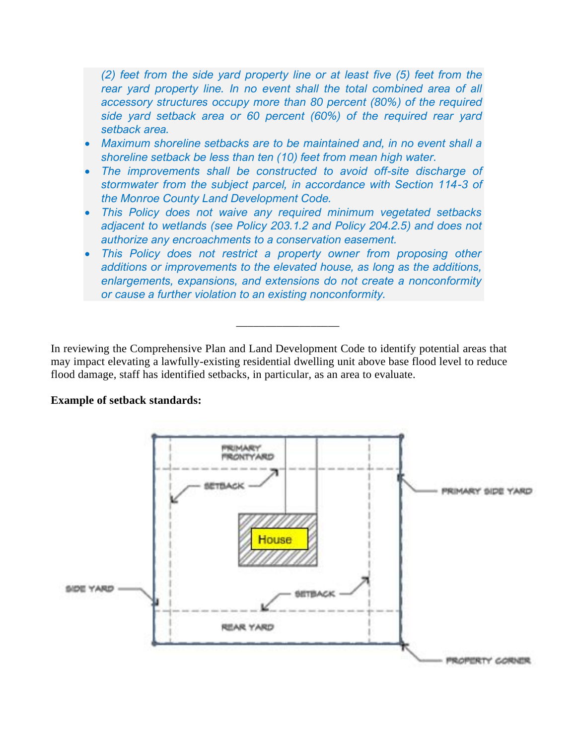*(2) feet from the side yard property line or at least five (5) feet from the rear yard property line. In no event shall the total combined area of all accessory structures occupy more than 80 percent (80%) of the required side yard setback area or 60 percent (60%) of the required rear yard setback area.*

- *Maximum shoreline setbacks are to be maintained and, in no event shall a shoreline setback be less than ten (10) feet from mean high water.*
- *The improvements shall be constructed to avoid off-site discharge of stormwater from the subject parcel, in accordance with Section 114-3 of the Monroe County Land Development Code.*
- *This Policy does not waive any required minimum vegetated setbacks adjacent to wetlands (see Policy 203.1.2 and Policy 204.2.5) and does not authorize any encroachments to a conservation easement.*
- *This Policy does not restrict a property owner from proposing other additions or improvements to the elevated house, as long as the additions, enlargements, expansions, and extensions do not create a nonconformity or cause a further violation to an existing nonconformity.*

\_\_\_\_\_\_\_\_\_\_\_\_\_\_\_\_\_\_

In reviewing the Comprehensive Plan and Land Development Code to identify potential areas that may impact elevating a lawfully-existing residential dwelling unit above base flood level to reduce flood damage, staff has identified setbacks, in particular, as an area to evaluate.

**Example of setback standards:**

PRIMARY FRONTYARD

SETBACK

PRIMARY SIDE YARD

House

SIDE YARD

SETBACK

REAR YARD

PROPERTY CORNER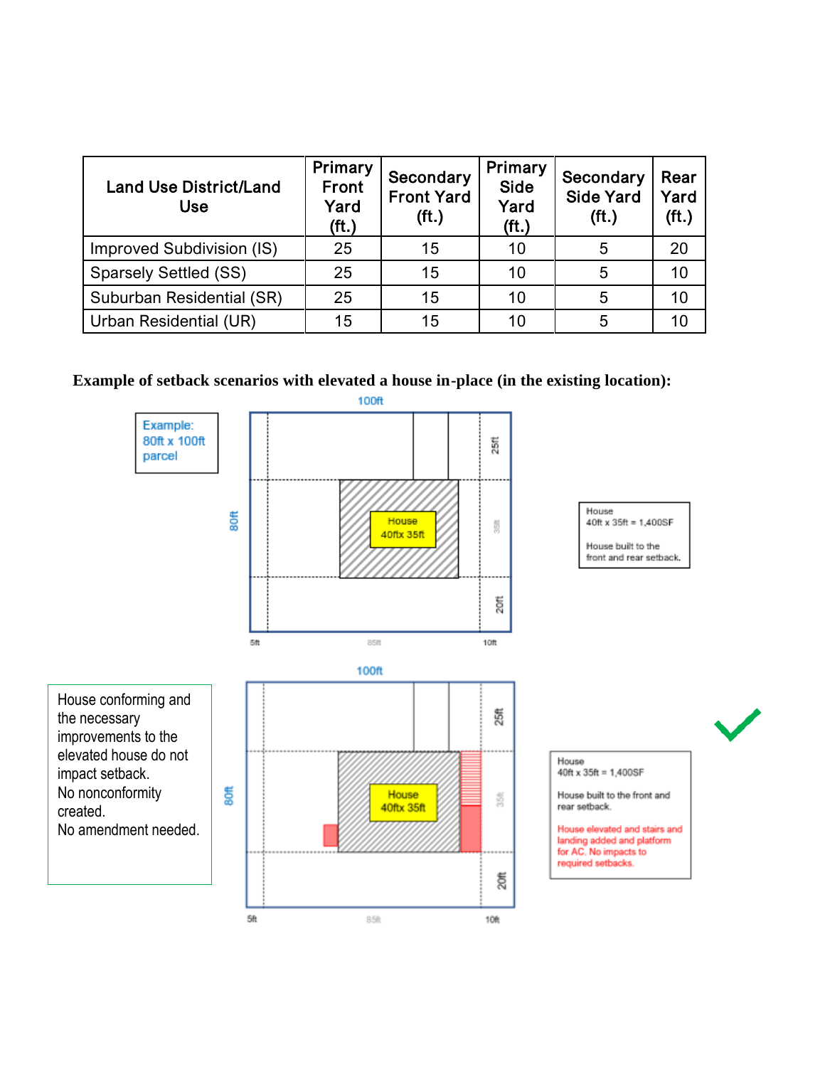| Land Use District/Land Use | Primary Front Yard (ft.) | Secondary Front Yard (ft.) | Primary Side Yard (ft.) | Secondary Side Yard (ft.) | Rear Yard (ft.) |
|---|---|---|---|---|---|
| Improved Subdivision (IS) | 25 | 15 | 10 | 5 | 20 |
| Sparsely Settled (SS) | 25 | 15 | 10 | 5 | 10 |
| Suburban Residential (SR) | 25 | 15 | 10 | 5 | 10 |
| Urban Residential (UR) | 15 | 15 | 10 | 5 | 10 |

**Example of setback scenarios with elevated a house in-place (in the existing location):**

Example: 80ft x 100ft parcel

100ft

80ft

25ft

35ft

20ft

5ft

85ft

10ft

House 40ftx 35ft

House
40ft x 35ft = 1,400SF

House built to the front and rear setback.

100ft

80ft

25ft

35ft

20ft

5ft

85ft

10ft

House 40ftx 35ft

House conforming and the necessary improvements to the elevated house do not impact setback.
No nonconformity created.
No amendment needed.

House
40ft x 35ft = 1,400SF

House built to the front and rear setback.

House elevated and stairs and landing added and platform for AC. No impacts to required setbacks.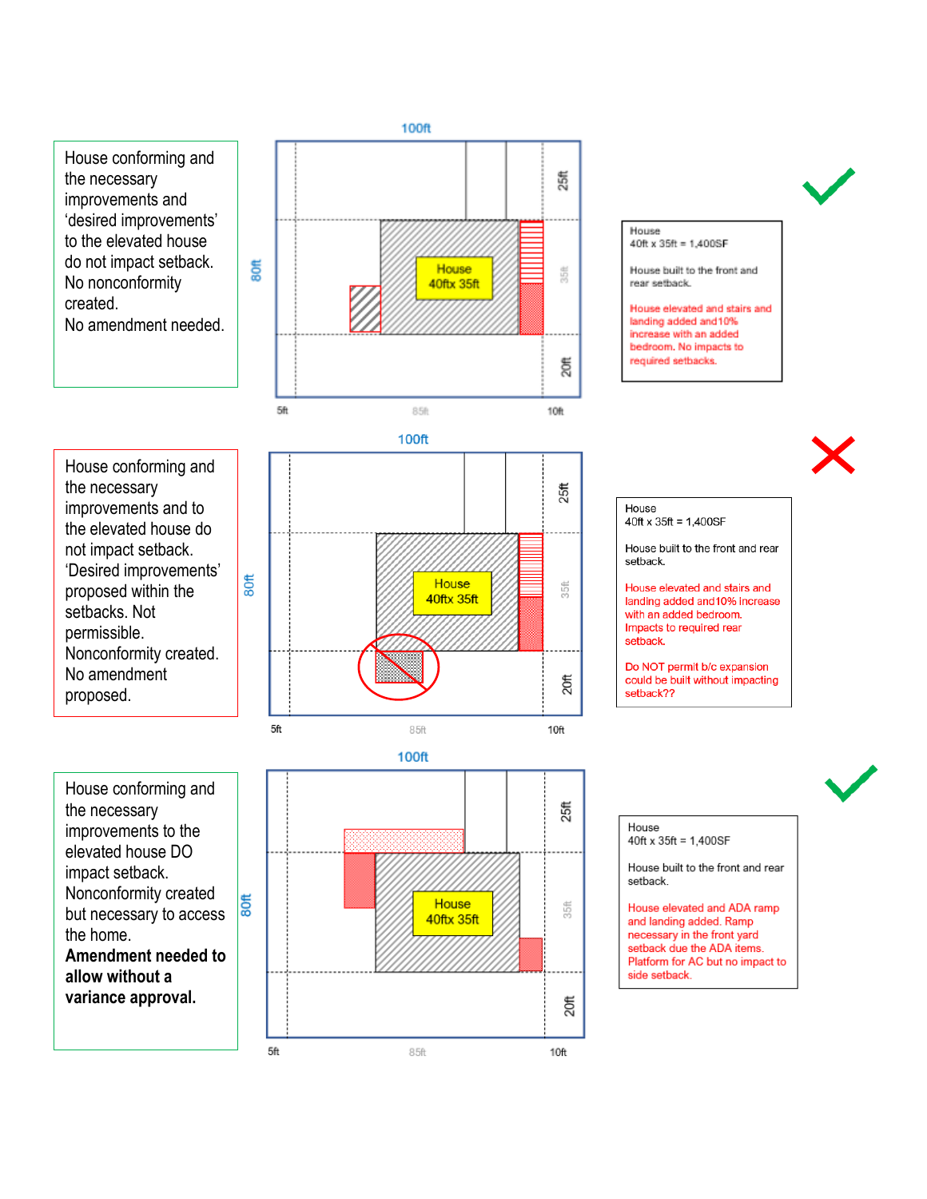House conforming and the necessary improvements and 'desired improvements' to the elevated house do not impact setback. No nonconformity created. No amendment needed.

100ft

80ft

25ft

35ft

20ft

5ft

85ft

10ft

House 40ftx 35ft

✓

House
40ft x 35ft = 1,400SF

House built to the front and rear setback.

House elevated and stairs and landing added and 10% increase with an added bedroom. No impacts to required setbacks.

---

House conforming and the necessary improvements and to the elevated house do not impact setback. 'Desired improvements' proposed within the setbacks. Not permissible. Nonconformity created. No amendment proposed.

100ft

80ft

25ft

35ft

20ft

5ft

85ft

10ft

House 40ftx 35ft

✗

House
40ft x 35ft = 1,400SF

House built to the front and rear setback.

House elevated and stairs and landing added and 10% increase with an added bedroom. Impacts to required rear setback.

Do NOT permit b/c expansion could be built without impacting setback??

---

House conforming and the necessary improvements to the elevated house DO impact setback. Nonconformity created but necessary to access the home. **Amendment needed to allow without a variance approval.**

100ft

80ft

25ft

35ft

20ft

5ft

85ft

10ft

House 40ftx 35ft

✓

House
40ft x 35ft = 1,400SF

House built to the front and rear setback.

House elevated and ADA ramp and landing added. Ramp necessary in the front yard setback due the ADA items. Platform for AC but no impact to side setback.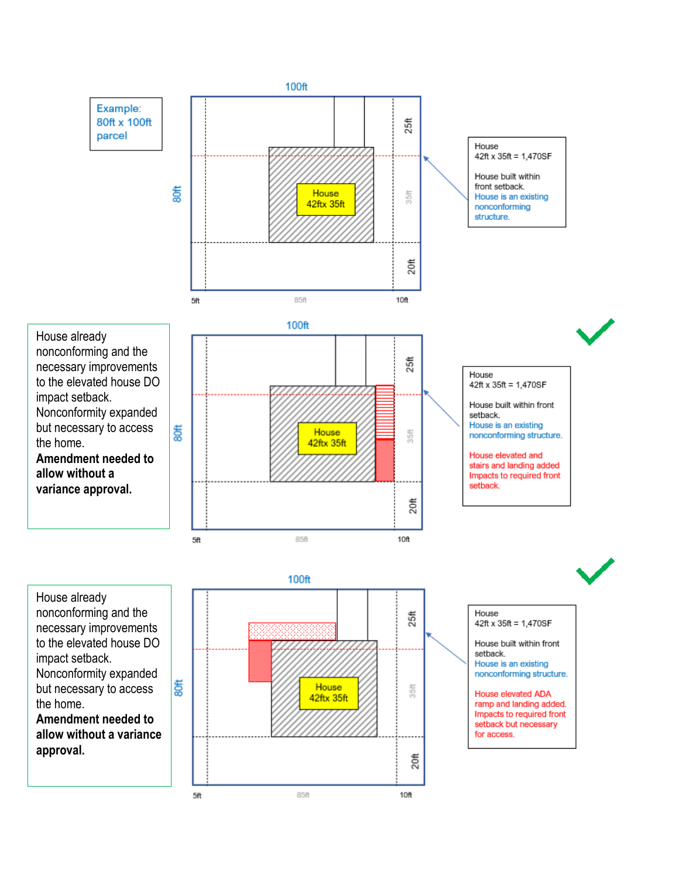Example:
80ft x 100ft
parcel

100ft

House
42ftx 35ft

80ft

25ft

35ft

20ft

5ft

85ft

10ft

House
42ft x 35ft = 1,470SF

House built within front setback.
House is an existing nonconforming structure.

---

House already nonconforming and the necessary improvements to the elevated house DO impact setback. Nonconformity expanded but necessary to access the home.
**Amendment needed to allow without a variance approval.**

100ft

House
42ftx 35ft

80ft

25ft

35ft

20ft

5ft

85ft

10ft

House
42ft x 35ft = 1,470SF

House built within front setback.
House is an existing nonconforming structure.

House elevated and stairs and landing added Impacts to required front setback.

---

House already nonconforming and the necessary improvements to the elevated house DO impact setback. Nonconformity expanded but necessary to access the home.
**Amendment needed to allow without a variance approval.**

100ft

House
42ftx 35ft

80ft

25ft

35ft

20ft

5ft

85ft

10ft

House
42ft x 35ft = 1,470SF

House built within front setback.
House is an existing nonconforming structure.

House elevated ADA ramp and landing added. Impacts to required front setback but necessary for access.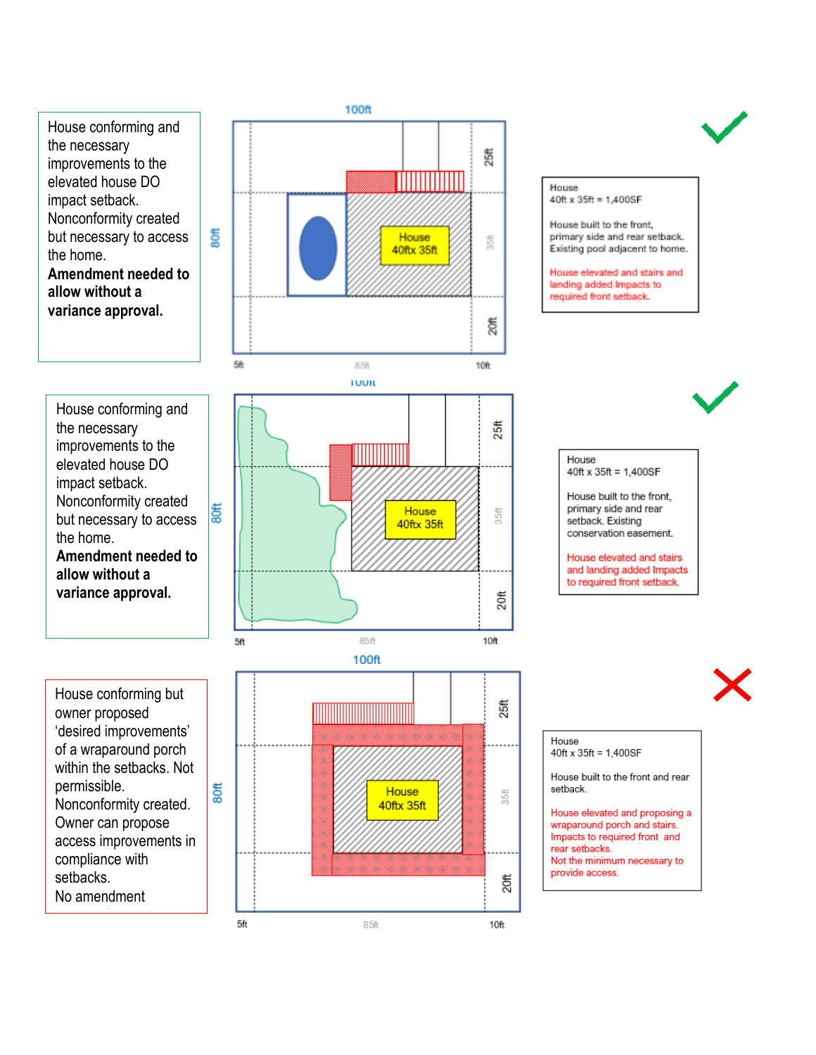House conforming and the necessary improvements to the elevated house DO impact setback. Nonconformity created but necessary to access the home. **Amendment needed to allow without a variance approval.**

100ft

25ft

House 40ftx 35ft

80ft

35ft

20ft

5ft 85ft 10ft

House
40ft x 35ft = 1,400SF

House built to the front, primary side and rear setback. Existing pool adjacent to home.

House elevated and stairs and landing added Impacts to required front setback.

House conforming and the necessary improvements to the elevated house DO impact setback. Nonconformity created but necessary to access the home. **Amendment needed to allow without a variance approval.**

100ft

25ft

House 40ftx 35ft

80ft

35ft

20ft

5ft 85ft 10ft

House
40ft x 35ft = 1,400SF

House built to the front, primary side and rear setback. Existing conservation easement.

House elevated and stairs and landing added Impacts to required front setback.

House conforming but owner proposed 'desired improvements' of a wraparound porch within the setbacks. Not permissible. Nonconformity created. Owner can propose access improvements in compliance with setbacks.
No amendment

100ft

25ft

House 40ftx 35ft

80ft

35ft

20ft

5ft 85ft 10ft

House
40ft x 35ft = 1,400SF

House built to the front and rear setback.

House elevated and proposing a wraparound porch and stairs. Impacts to required front and rear setbacks.
Not the minimum necessary to provide access.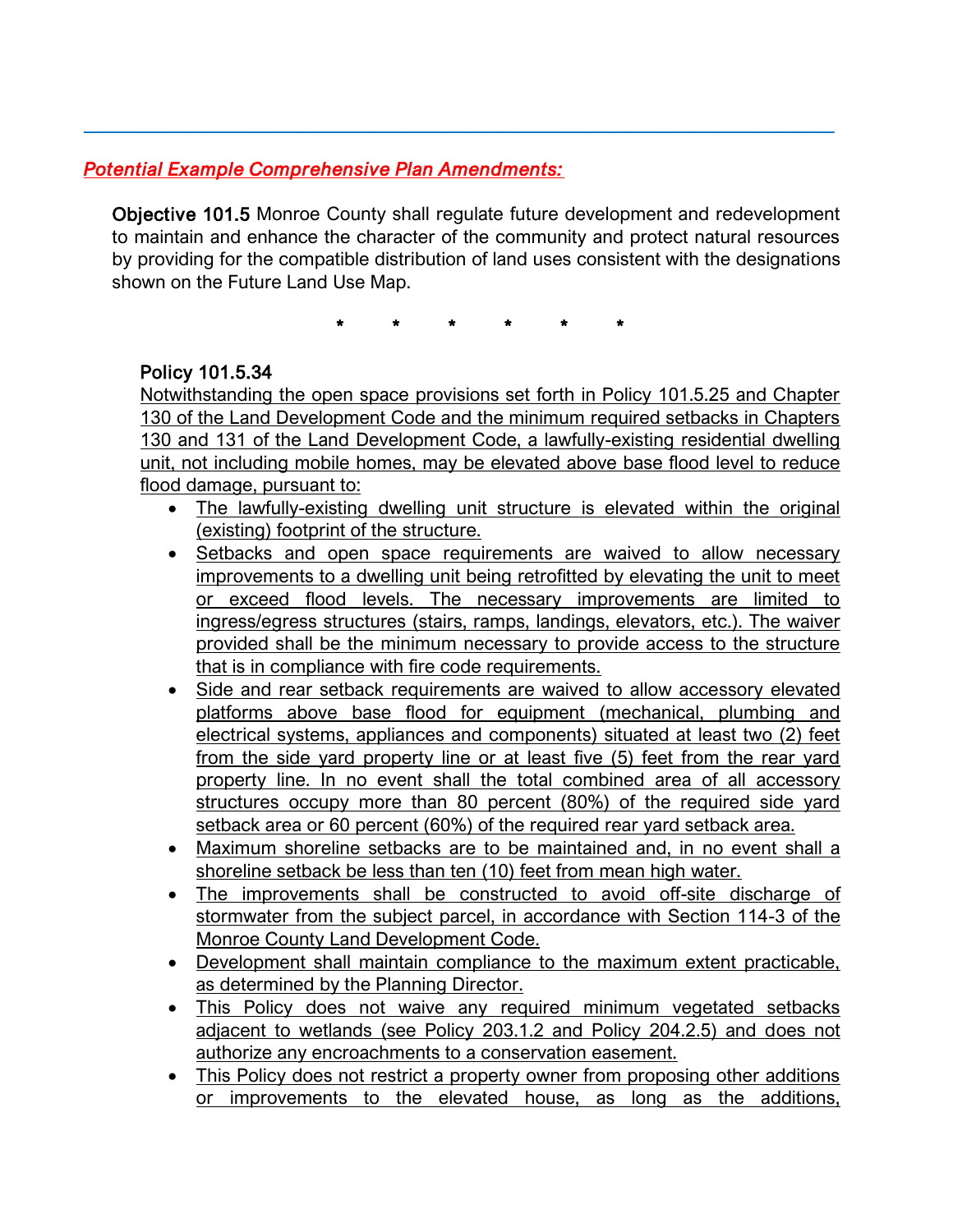---

***Potential Example Comprehensive Plan Amendments:***

**Objective 101.5** Monroe County shall regulate future development and redevelopment to maintain and enhance the character of the community and protect natural resources by providing for the compatible distribution of land uses consistent with the designations shown on the Future Land Use Map.

\*    \*    \*    \*    \*    \*

**Policy 101.5.34**

Notwithstanding the open space provisions set forth in Policy 101.5.25 and Chapter 130 of the Land Development Code and the minimum required setbacks in Chapters 130 and 131 of the Land Development Code, a lawfully-existing residential dwelling unit, not including mobile homes, may be elevated above base flood level to reduce flood damage, pursuant to:

- The lawfully-existing dwelling unit structure is elevated within the original (existing) footprint of the structure.
- Setbacks and open space requirements are waived to allow necessary improvements to a dwelling unit being retrofitted by elevating the unit to meet or exceed flood levels. The necessary improvements are limited to ingress/egress structures (stairs, ramps, landings, elevators, etc.). The waiver provided shall be the minimum necessary to provide access to the structure that is in compliance with fire code requirements.
- Side and rear setback requirements are waived to allow accessory elevated platforms above base flood for equipment (mechanical, plumbing and electrical systems, appliances and components) situated at least two (2) feet from the side yard property line or at least five (5) feet from the rear yard property line. In no event shall the total combined area of all accessory structures occupy more than 80 percent (80%) of the required side yard setback area or 60 percent (60%) of the required rear yard setback area.
- Maximum shoreline setbacks are to be maintained and, in no event shall a shoreline setback be less than ten (10) feet from mean high water.
- The improvements shall be constructed to avoid off-site discharge of stormwater from the subject parcel, in accordance with Section 114-3 of the Monroe County Land Development Code.
- Development shall maintain compliance to the maximum extent practicable, as determined by the Planning Director.
- This Policy does not waive any required minimum vegetated setbacks adjacent to wetlands (see Policy 203.1.2 and Policy 204.2.5) and does not authorize any encroachments to a conservation easement.
- This Policy does not restrict a property owner from proposing other additions or improvements to the elevated house, as long as the additions,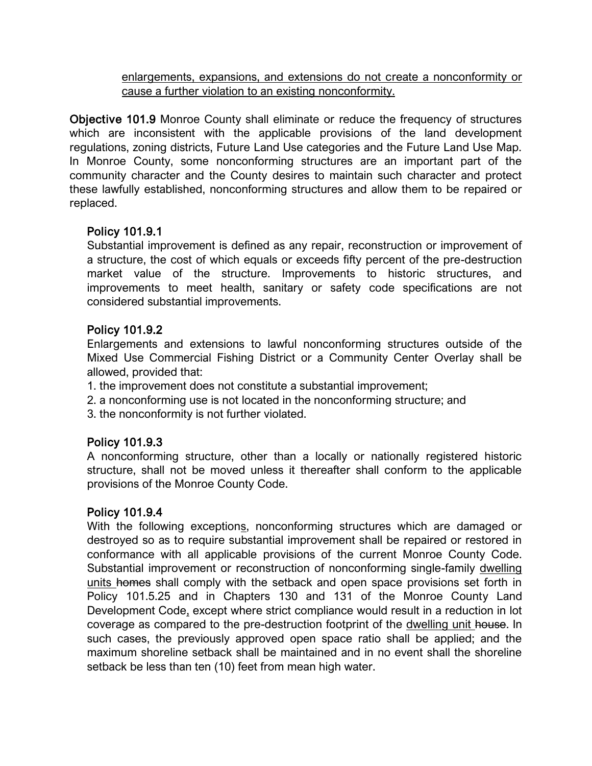<u>enlargements, expansions, and extensions do not create a nonconformity or cause a further violation to an existing nonconformity.</u>

**Objective 101.9** Monroe County shall eliminate or reduce the frequency of structures which are inconsistent with the applicable provisions of the land development regulations, zoning districts, Future Land Use categories and the Future Land Use Map. In Monroe County, some nonconforming structures are an important part of the community character and the County desires to maintain such character and protect these lawfully established, nonconforming structures and allow them to be repaired or replaced.

### Policy 101.9.1

Substantial improvement is defined as any repair, reconstruction or improvement of a structure, the cost of which equals or exceeds fifty percent of the pre-destruction market value of the structure. Improvements to historic structures, and improvements to meet health, sanitary or safety code specifications are not considered substantial improvements.

### Policy 101.9.2

Enlargements and extensions to lawful nonconforming structures outside of the Mixed Use Commercial Fishing District or a Community Center Overlay shall be allowed, provided that:

1. the improvement does not constitute a substantial improvement;
2. a nonconforming use is not located in the nonconforming structure; and
3. the nonconformity is not further violated.

### Policy 101.9.3

A nonconforming structure, other than a locally or nationally registered historic structure, shall not be moved unless it thereafter shall conform to the applicable provisions of the Monroe County Code.

### Policy 101.9.4

With the following exception<u>s</u>, nonconforming structures which are damaged or destroyed so as to require substantial improvement shall be repaired or restored in conformance with all applicable provisions of the current Monroe County Code. Substantial improvement or reconstruction of nonconforming single-family <u>dwelling units</u> ~~homes~~ shall comply with the setback and open space provisions set forth in Policy 101.5.25 and in Chapters 130 and 131 of the Monroe County Land Development Code<u>,</u> except where strict compliance would result in a reduction in lot coverage as compared to the pre-destruction footprint of the <u>dwelling unit</u> ~~house~~. In such cases, the previously approved open space ratio shall be applied; and the maximum shoreline setback shall be maintained and in no event shall the shoreline setback be less than ten (10) feet from mean high water.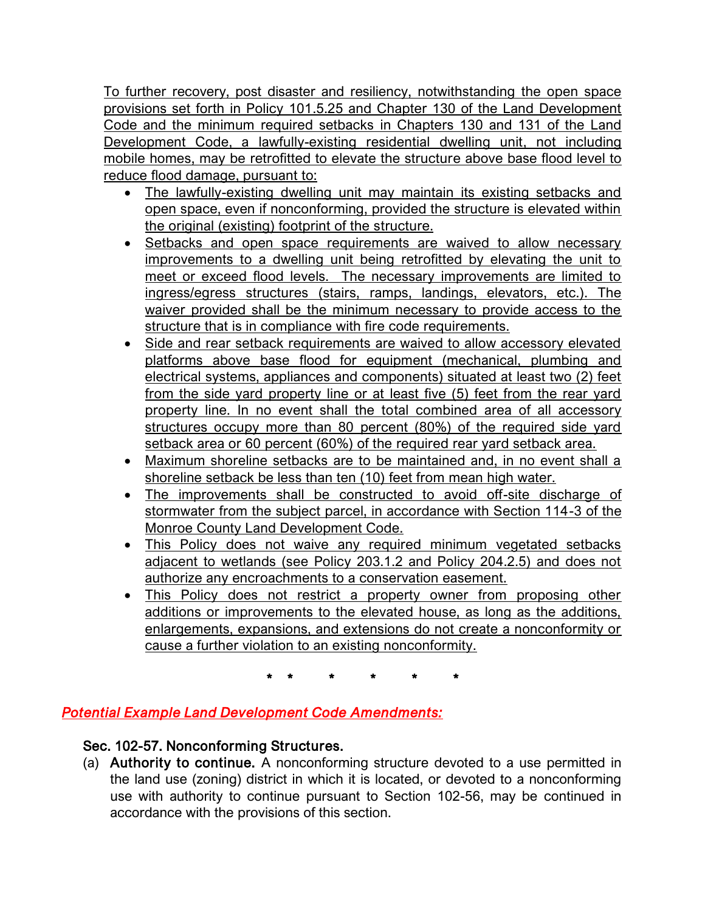<u>To further recovery, post disaster and resiliency, notwithstanding the open space provisions set forth in Policy 101.5.25 and Chapter 130 of the Land Development Code and the minimum required setbacks in Chapters 130 and 131 of the Land Development Code, a lawfully-existing residential dwelling unit, not including mobile homes, may be retrofitted to elevate the structure above base flood level to reduce flood damage, pursuant to:</u>

- <u>The lawfully-existing dwelling unit may maintain its existing setbacks and open space, even if nonconforming, provided the structure is elevated within the original (existing) footprint of the structure.</u>
- <u>Setbacks and open space requirements are waived to allow necessary improvements to a dwelling unit being retrofitted by elevating the unit to meet or exceed flood levels. The necessary improvements are limited to ingress/egress structures (stairs, ramps, landings, elevators, etc.). The waiver provided shall be the minimum necessary to provide access to the structure that is in compliance with fire code requirements.</u>
- <u>Side and rear setback requirements are waived to allow accessory elevated platforms above base flood for equipment (mechanical, plumbing and electrical systems, appliances and components) situated at least two (2) feet from the side yard property line or at least five (5) feet from the rear yard property line. In no event shall the total combined area of all accessory structures occupy more than 80 percent (80%) of the required side yard setback area or 60 percent (60%) of the required rear yard setback area.</u>
- <u>Maximum shoreline setbacks are to be maintained and, in no event shall a shoreline setback be less than ten (10) feet from mean high water.</u>
- <u>The improvements shall be constructed to avoid off-site discharge of stormwater from the subject parcel, in accordance with Section 114-3 of the Monroe County Land Development Code.</u>
- <u>This Policy does not waive any required minimum vegetated setbacks adjacent to wetlands (see Policy 203.1.2 and Policy 204.2.5) and does not authorize any encroachments to a conservation easement.</u>
- <u>This Policy does not restrict a property owner from proposing other additions or improvements to the elevated house, as long as the additions, enlargements, expansions, and extensions do not create a nonconformity or cause a further violation to an existing nonconformity.</u>

\* \* \* \* \* \*

***<u>Potential Example Land Development Code Amendments:</u>***

**Sec. 102-57. Nonconforming Structures.**

(a) **Authority to continue.** A nonconforming structure devoted to a use permitted in the land use (zoning) district in which it is located, or devoted to a nonconforming use with authority to continue pursuant to Section 102-56, may be continued in accordance with the provisions of this section.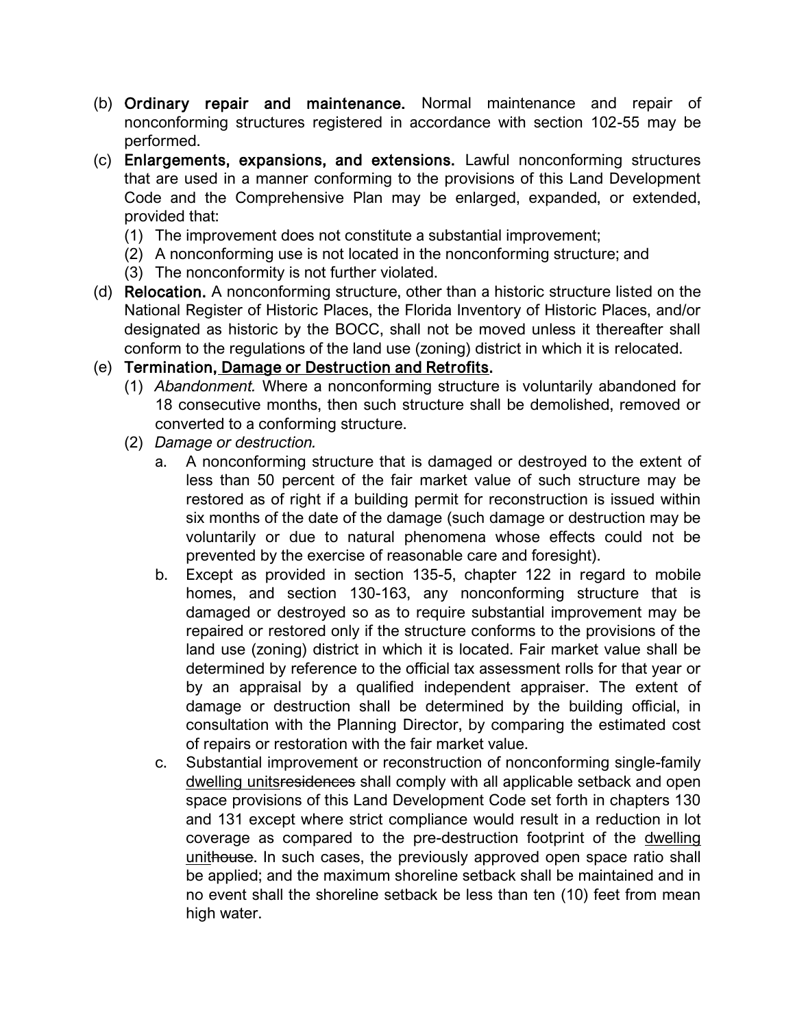(b) **Ordinary repair and maintenance.** Normal maintenance and repair of nonconforming structures registered in accordance with section 102-55 may be performed.

(c) **Enlargements, expansions, and extensions.** Lawful nonconforming structures that are used in a manner conforming to the provisions of this Land Development Code and the Comprehensive Plan may be enlarged, expanded, or extended, provided that:

  (1) The improvement does not constitute a substantial improvement;

  (2) A nonconforming use is not located in the nonconforming structure; and

  (3) The nonconformity is not further violated.

(d) **Relocation.** A nonconforming structure, other than a historic structure listed on the National Register of Historic Places, the Florida Inventory of Historic Places, and/or designated as historic by the BOCC, shall not be moved unless it thereafter shall conform to the regulations of the land use (zoning) district in which it is relocated.

(e) **Termination, <u>Damage or Destruction and Retrofits</u>.**

  (1) *Abandonment.* Where a nonconforming structure is voluntarily abandoned for 18 consecutive months, then such structure shall be demolished, removed or converted to a conforming structure.

  (2) *Damage or destruction.*

    a. A nonconforming structure that is damaged or destroyed to the extent of less than 50 percent of the fair market value of such structure may be restored as of right if a building permit for reconstruction is issued within six months of the date of the damage (such damage or destruction may be voluntarily or due to natural phenomena whose effects could not be prevented by the exercise of reasonable care and foresight).

    b. Except as provided in section 135-5, chapter 122 in regard to mobile homes, and section 130-163, any nonconforming structure that is damaged or destroyed so as to require substantial improvement may be repaired or restored only if the structure conforms to the provisions of the land use (zoning) district in which it is located. Fair market value shall be determined by reference to the official tax assessment rolls for that year or by an appraisal by a qualified independent appraiser. The extent of damage or destruction shall be determined by the building official, in consultation with the Planning Director, by comparing the estimated cost of repairs or restoration with the fair market value.

    c. Substantial improvement or reconstruction of nonconforming single-family <u>dwelling units</u>~~residences~~ shall comply with all applicable setback and open space provisions of this Land Development Code set forth in chapters 130 and 131 except where strict compliance would result in a reduction in lot coverage as compared to the pre-destruction footprint of the <u>dwelling unit</u>~~house~~. In such cases, the previously approved open space ratio shall be applied; and the maximum shoreline setback shall be maintained and in no event shall the shoreline setback be less than ten (10) feet from mean high water.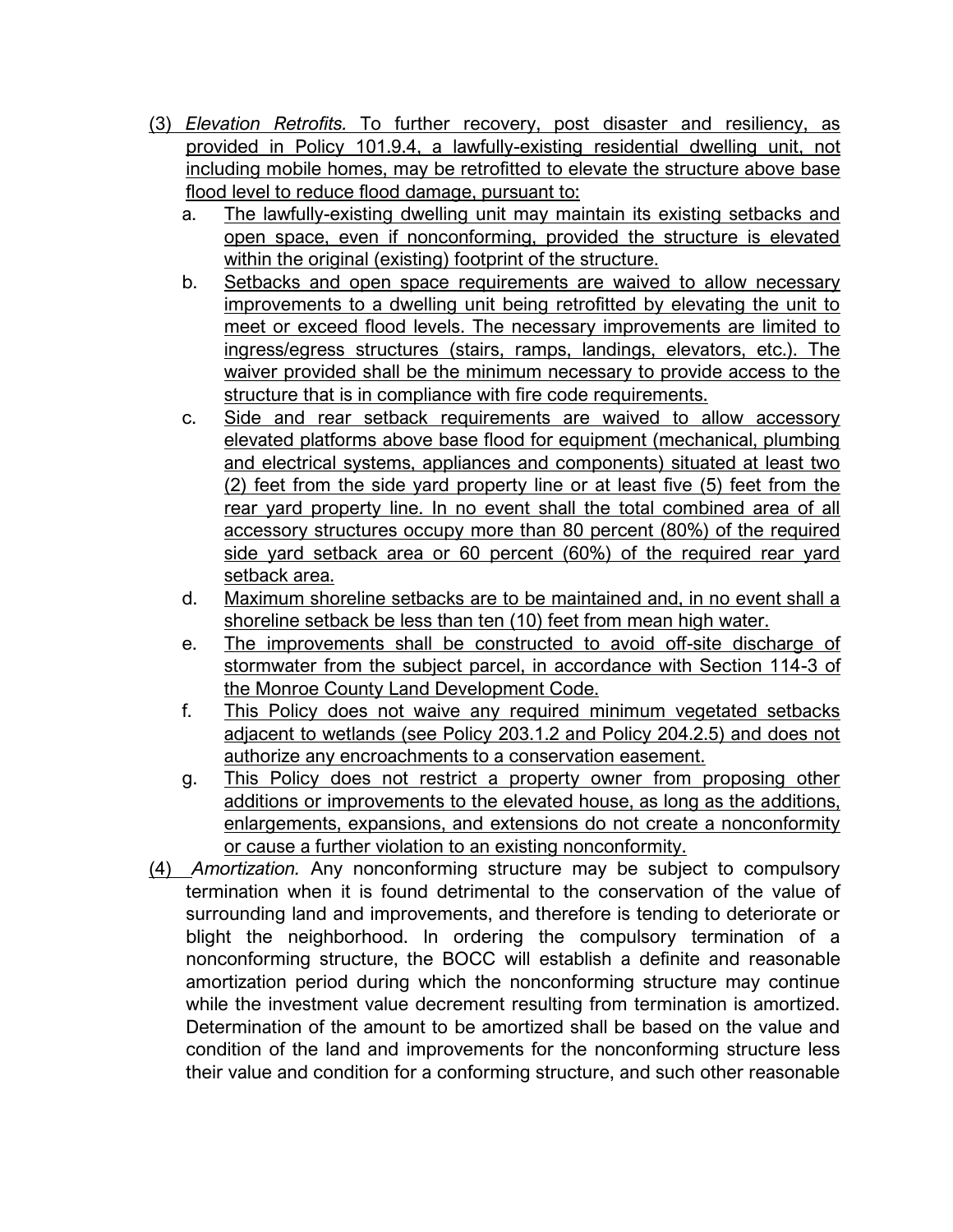(3) *Elevation Retrofits.* To further recovery, post disaster and resiliency, as provided in Policy 101.9.4, a lawfully-existing residential dwelling unit, not including mobile homes, may be retrofitted to elevate the structure above base flood level to reduce flood damage, pursuant to:

a. The lawfully-existing dwelling unit may maintain its existing setbacks and open space, even if nonconforming, provided the structure is elevated within the original (existing) footprint of the structure.

b. Setbacks and open space requirements are waived to allow necessary improvements to a dwelling unit being retrofitted by elevating the unit to meet or exceed flood levels. The necessary improvements are limited to ingress/egress structures (stairs, ramps, landings, elevators, etc.). The waiver provided shall be the minimum necessary to provide access to the structure that is in compliance with fire code requirements.

c. Side and rear setback requirements are waived to allow accessory elevated platforms above base flood for equipment (mechanical, plumbing and electrical systems, appliances and components) situated at least two (2) feet from the side yard property line or at least five (5) feet from the rear yard property line. In no event shall the total combined area of all accessory structures occupy more than 80 percent (80%) of the required side yard setback area or 60 percent (60%) of the required rear yard setback area.

d. Maximum shoreline setbacks are to be maintained and, in no event shall a shoreline setback be less than ten (10) feet from mean high water.

e. The improvements shall be constructed to avoid off-site discharge of stormwater from the subject parcel, in accordance with Section 114-3 of the Monroe County Land Development Code.

f. This Policy does not waive any required minimum vegetated setbacks adjacent to wetlands (see Policy 203.1.2 and Policy 204.2.5) and does not authorize any encroachments to a conservation easement.

g. This Policy does not restrict a property owner from proposing other additions or improvements to the elevated house, as long as the additions, enlargements, expansions, and extensions do not create a nonconformity or cause a further violation to an existing nonconformity.

(4) *Amortization.* Any nonconforming structure may be subject to compulsory termination when it is found detrimental to the conservation of the value of surrounding land and improvements, and therefore is tending to deteriorate or blight the neighborhood. In ordering the compulsory termination of a nonconforming structure, the BOCC will establish a definite and reasonable amortization period during which the nonconforming structure may continue while the investment value decrement resulting from termination is amortized. Determination of the amount to be amortized shall be based on the value and condition of the land and improvements for the nonconforming structure less their value and condition for a conforming structure, and such other reasonable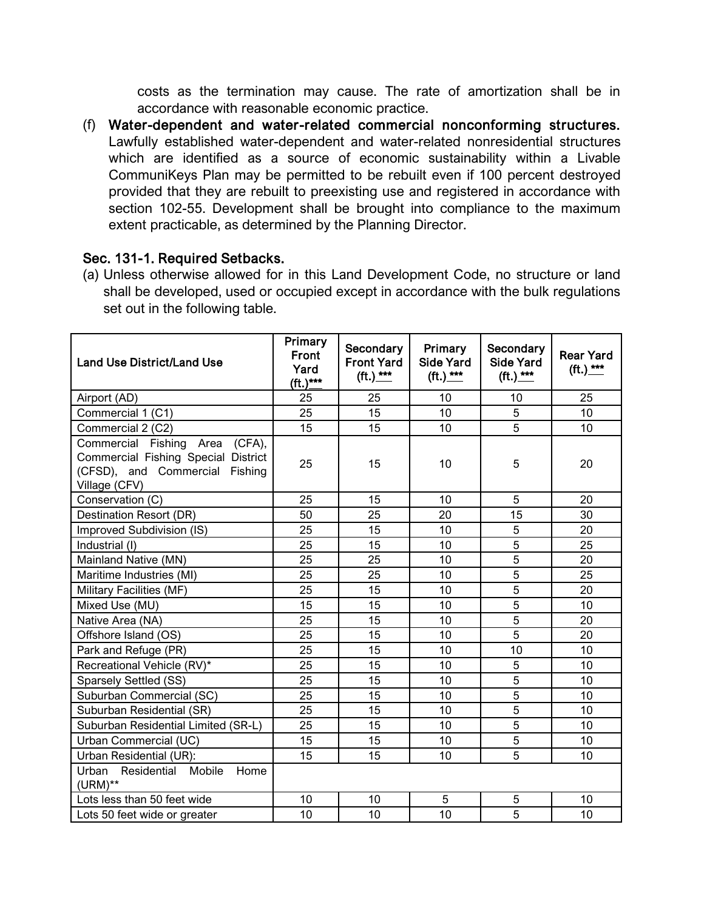costs as the termination may cause. The rate of amortization shall be in accordance with reasonable economic practice.

(f) **Water-dependent and water-related commercial nonconforming structures.** Lawfully established water-dependent and water-related nonresidential structures which are identified as a source of economic sustainability within a Livable CommuniKeys Plan may be permitted to be rebuilt even if 100 percent destroyed provided that they are rebuilt to preexisting use and registered in accordance with section 102-55. Development shall be brought into compliance to the maximum extent practicable, as determined by the Planning Director.

**Sec. 131-1. Required Setbacks.**

(a) Unless otherwise allowed for in this Land Development Code, no structure or land shall be developed, used or occupied except in accordance with the bulk regulations set out in the following table.

| Land Use District/Land Use | Primary Front Yard (ft.)*** | Secondary Front Yard (ft.) *** | Primary Side Yard (ft.) *** | Secondary Side Yard (ft.) *** | Rear Yard (ft.) *** |
|---|---|---|---|---|---|
| Airport (AD) | 25 | 25 | 10 | 10 | 25 |
| Commercial 1 (C1) | 25 | 15 | 10 | 5 | 10 |
| Commercial 2 (C2) | 15 | 15 | 10 | 5 | 10 |
| Commercial Fishing Area (CFA), Commercial Fishing Special District (CFSD), and Commercial Fishing Village (CFV) | 25 | 15 | 10 | 5 | 20 |
| Conservation (C) | 25 | 15 | 10 | 5 | 20 |
| Destination Resort (DR) | 50 | 25 | 20 | 15 | 30 |
| Improved Subdivision (IS) | 25 | 15 | 10 | 5 | 20 |
| Industrial (I) | 25 | 15 | 10 | 5 | 25 |
| Mainland Native (MN) | 25 | 25 | 10 | 5 | 20 |
| Maritime Industries (MI) | 25 | 25 | 10 | 5 | 25 |
| Military Facilities (MF) | 25 | 15 | 10 | 5 | 20 |
| Mixed Use (MU) | 15 | 15 | 10 | 5 | 10 |
| Native Area (NA) | 25 | 15 | 10 | 5 | 20 |
| Offshore Island (OS) | 25 | 15 | 10 | 5 | 20 |
| Park and Refuge (PR) | 25 | 15 | 10 | 10 | 10 |
| Recreational Vehicle (RV)* | 25 | 15 | 10 | 5 | 10 |
| Sparsely Settled (SS) | 25 | 15 | 10 | 5 | 10 |
| Suburban Commercial (SC) | 25 | 15 | 10 | 5 | 10 |
| Suburban Residential (SR) | 25 | 15 | 10 | 5 | 10 |
| Suburban Residential Limited (SR-L) | 25 | 15 | 10 | 5 | 10 |
| Urban Commercial (UC) | 15 | 15 | 10 | 5 | 10 |
| Urban Residential (UR): | 15 | 15 | 10 | 5 | 10 |
| Urban Residential Mobile Home (URM)** | | | | | |
| Lots less than 50 feet wide | 10 | 10 | 5 | 5 | 10 |
| Lots 50 feet wide or greater | 10 | 10 | 10 | 5 | 10 |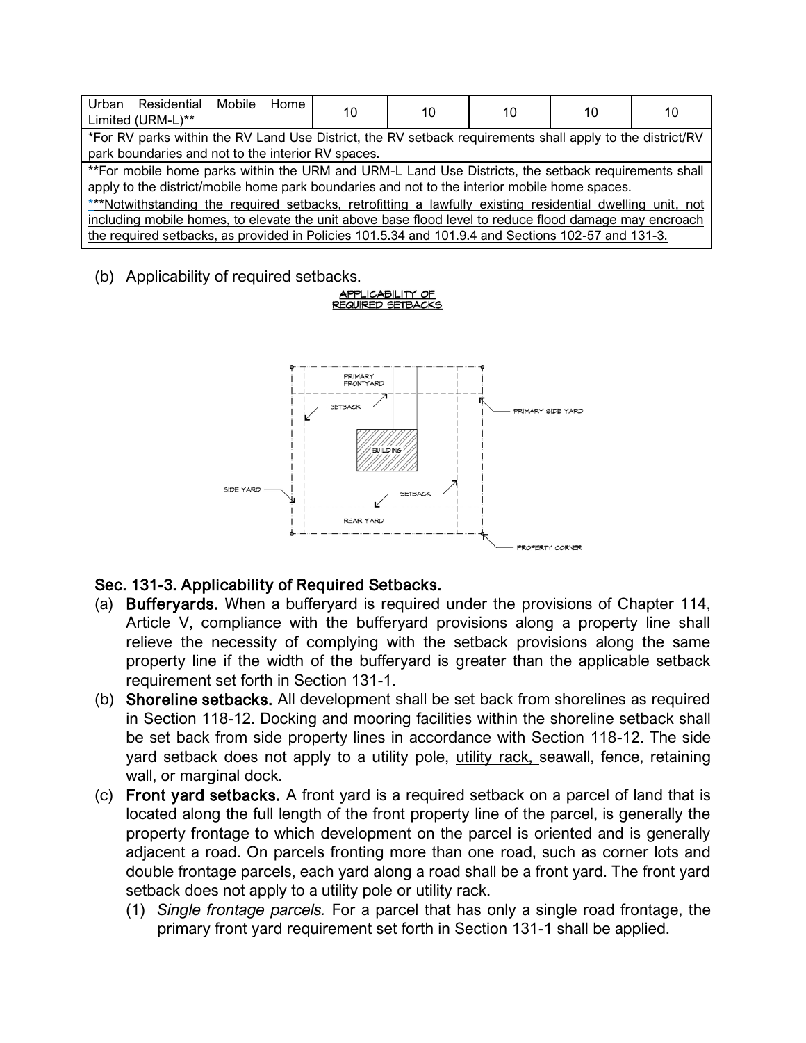| Urban Residential Mobile Home Limited (URM-L)** | 10 | 10 | 10 | 10 | 10 |
|---|---|---|---|---|---|
| *For RV parks within the RV Land Use District, the RV setback requirements shall apply to the district/RV park boundaries and not to the interior RV spaces. | | | | | |
| **For mobile home parks within the URM and URM-L Land Use Districts, the setback requirements shall apply to the district/mobile home park boundaries and not to the interior mobile home spaces. | | | | | |
| ***Notwithstanding the required setbacks, retrofitting a lawfully existing residential dwelling unit, not including mobile homes, to elevate the unit above base flood level to reduce flood damage may encroach the required setbacks, as provided in Policies 101.5.34 and 101.9.4 and Sections 102-57 and 131-3. | | | | | |

(b) Applicability of required setbacks.

APPLICABILITY OF REQUIRED SETBACKS

## Sec. 131-3. Applicability of Required Setbacks.

(a) **Bufferyards.** When a bufferyard is required under the provisions of Chapter 114, Article V, compliance with the bufferyard provisions along a property line shall relieve the necessity of complying with the setback provisions along the same property line if the width of the bufferyard is greater than the applicable setback requirement set forth in Section 131-1.

(b) **Shoreline setbacks.** All development shall be set back from shorelines as required in Section 118-12. Docking and mooring facilities within the shoreline setback shall be set back from side property lines in accordance with Section 118-12. The side yard setback does not apply to a utility pole, utility rack, seawall, fence, retaining wall, or marginal dock.

(c) **Front yard setbacks.** A front yard is a required setback on a parcel of land that is located along the full length of the front property line of the parcel, is generally the property frontage to which development on the parcel is oriented and is generally adjacent a road. On parcels fronting more than one road, such as corner lots and double frontage parcels, each yard along a road shall be a front yard. The front yard setback does not apply to a utility pole or utility rack.

   (1) *Single frontage parcels.* For a parcel that has only a single road frontage, the primary front yard requirement set forth in Section 131-1 shall be applied.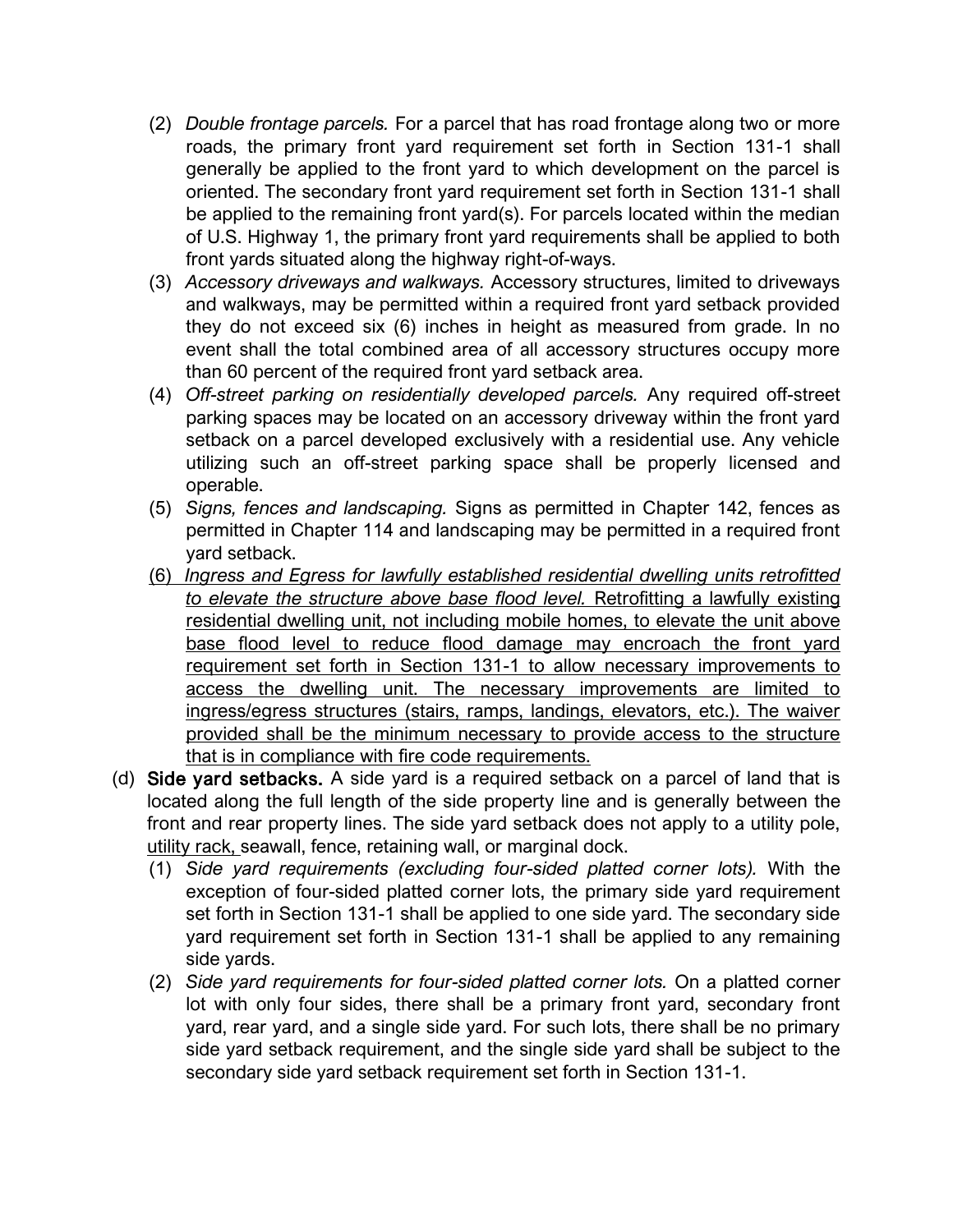(2) *Double frontage parcels.* For a parcel that has road frontage along two or more roads, the primary front yard requirement set forth in Section 131-1 shall generally be applied to the front yard to which development on the parcel is oriented. The secondary front yard requirement set forth in Section 131-1 shall be applied to the remaining front yard(s). For parcels located within the median of U.S. Highway 1, the primary front yard requirements shall be applied to both front yards situated along the highway right-of-ways.

(3) *Accessory driveways and walkways.* Accessory structures, limited to driveways and walkways, may be permitted within a required front yard setback provided they do not exceed six (6) inches in height as measured from grade. In no event shall the total combined area of all accessory structures occupy more than 60 percent of the required front yard setback area.

(4) *Off-street parking on residentially developed parcels.* Any required off-street parking spaces may be located on an accessory driveway within the front yard setback on a parcel developed exclusively with a residential use. Any vehicle utilizing such an off-street parking space shall be properly licensed and operable.

(5) *Signs, fences and landscaping.* Signs as permitted in Chapter 142, fences as permitted in Chapter 114 and landscaping may be permitted in a required front yard setback.

<u>(6) *Ingress and Egress for lawfully established residential dwelling units retrofitted to elevate the structure above base flood level.* Retrofitting a lawfully existing residential dwelling unit, not including mobile homes, to elevate the unit above base flood level to reduce flood damage may encroach the front yard requirement set forth in Section 131-1 to allow necessary improvements to access the dwelling unit. The necessary improvements are limited to ingress/egress structures (stairs, ramps, landings, elevators, etc.). The waiver provided shall be the minimum necessary to provide access to the structure that is in compliance with fire code requirements.</u>

(d) **Side yard setbacks.** A side yard is a required setback on a parcel of land that is located along the full length of the side property line and is generally between the front and rear property lines. The side yard setback does not apply to a utility pole, <u>utility rack,</u> seawall, fence, retaining wall, or marginal dock.

(1) *Side yard requirements (excluding four-sided platted corner lots).* With the exception of four-sided platted corner lots, the primary side yard requirement set forth in Section 131-1 shall be applied to one side yard. The secondary side yard requirement set forth in Section 131-1 shall be applied to any remaining side yards.

(2) *Side yard requirements for four-sided platted corner lots.* On a platted corner lot with only four sides, there shall be a primary front yard, secondary front yard, rear yard, and a single side yard. For such lots, there shall be no primary side yard setback requirement, and the single side yard shall be subject to the secondary side yard setback requirement set forth in Section 131-1.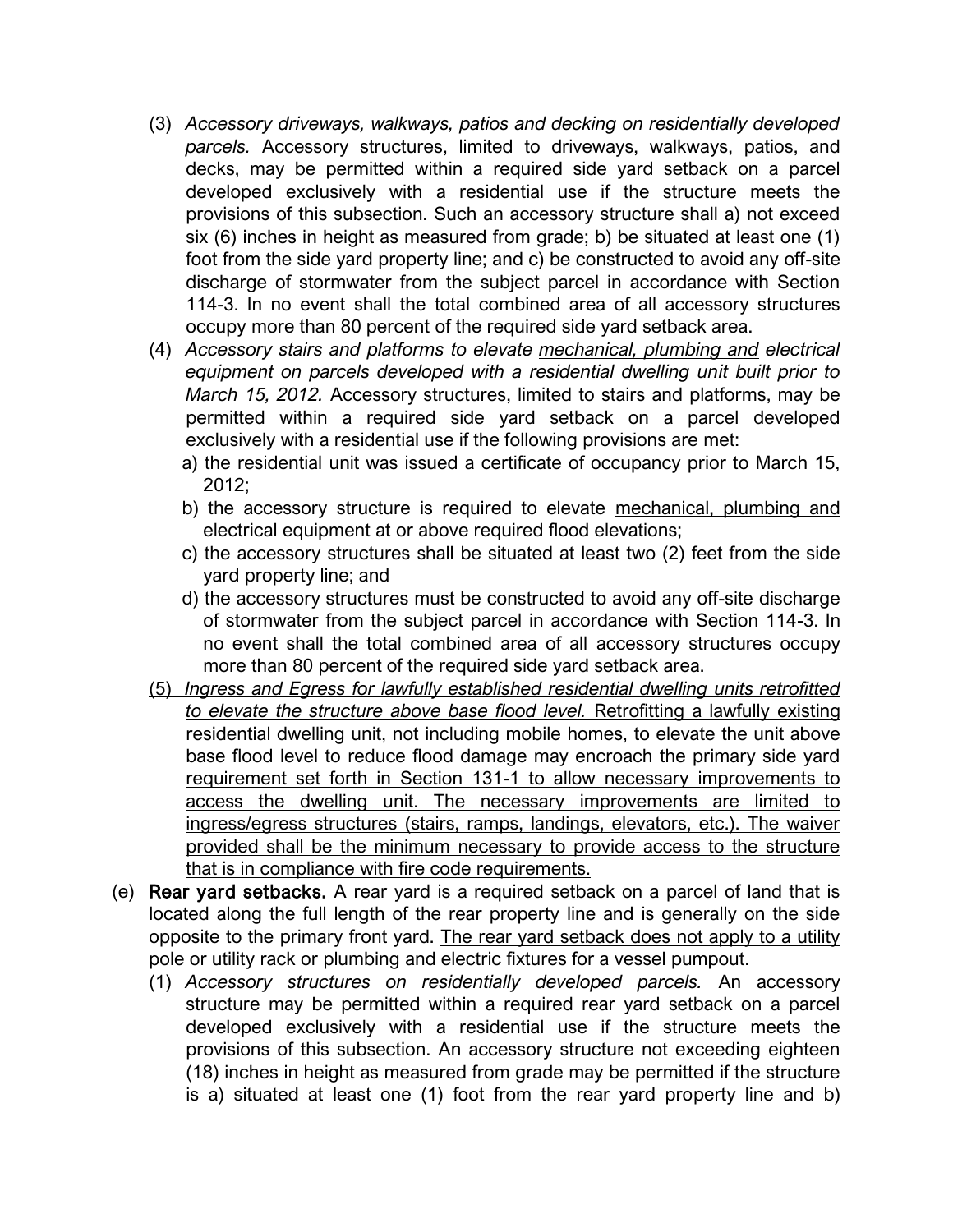(3) *Accessory driveways, walkways, patios and decking on residentially developed parcels.* Accessory structures, limited to driveways, walkways, patios, and decks, may be permitted within a required side yard setback on a parcel developed exclusively with a residential use if the structure meets the provisions of this subsection. Such an accessory structure shall a) not exceed six (6) inches in height as measured from grade; b) be situated at least one (1) foot from the side yard property line; and c) be constructed to avoid any off-site discharge of stormwater from the subject parcel in accordance with Section 114-3. In no event shall the total combined area of all accessory structures occupy more than 80 percent of the required side yard setback area.

(4) *Accessory stairs and platforms to elevate <u>mechanical, plumbing and</u> electrical equipment on parcels developed with a residential dwelling unit built prior to March 15, 2012.* Accessory structures, limited to stairs and platforms, may be permitted within a required side yard setback on a parcel developed exclusively with a residential use if the following provisions are met:

   a) the residential unit was issued a certificate of occupancy prior to March 15, 2012;

   b) the accessory structure is required to elevate <u>mechanical, plumbing and</u> electrical equipment at or above required flood elevations;

   c) the accessory structures shall be situated at least two (2) feet from the side yard property line; and

   d) the accessory structures must be constructed to avoid any off-site discharge of stormwater from the subject parcel in accordance with Section 114-3. In no event shall the total combined area of all accessory structures occupy more than 80 percent of the required side yard setback area.

<u>(5) *Ingress and Egress for lawfully established residential dwelling units retrofitted to elevate the structure above base flood level.* Retrofitting a lawfully existing residential dwelling unit, not including mobile homes, to elevate the unit above base flood level to reduce flood damage may encroach the primary side yard requirement set forth in Section 131-1 to allow necessary improvements to access the dwelling unit. The necessary improvements are limited to ingress/egress structures (stairs, ramps, landings, elevators, etc.). The waiver provided shall be the minimum necessary to provide access to the structure that is in compliance with fire code requirements.</u>

(e) **Rear yard setbacks.** A rear yard is a required setback on a parcel of land that is located along the full length of the rear property line and is generally on the side opposite to the primary front yard. <u>The rear yard setback does not apply to a utility pole or utility rack or plumbing and electric fixtures for a vessel pumpout.</u>

(1) *Accessory structures on residentially developed parcels.* An accessory structure may be permitted within a required rear yard setback on a parcel developed exclusively with a residential use if the structure meets the provisions of this subsection. An accessory structure not exceeding eighteen (18) inches in height as measured from grade may be permitted if the structure is a) situated at least one (1) foot from the rear yard property line and b)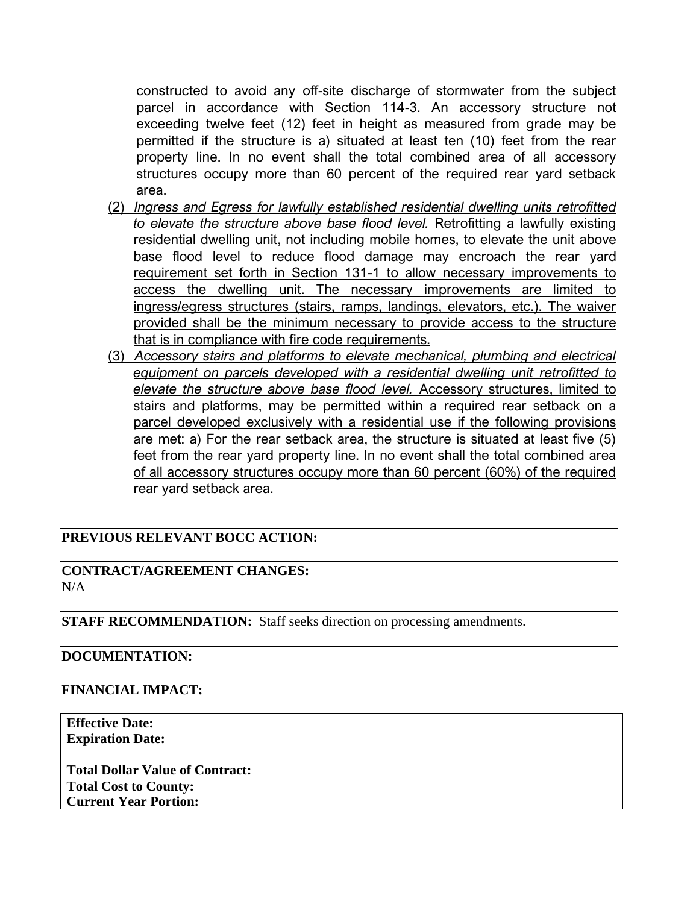constructed to avoid any off-site discharge of stormwater from the subject parcel in accordance with Section 114-3. An accessory structure not exceeding twelve feet (12) feet in height as measured from grade may be permitted if the structure is a) situated at least ten (10) feet from the rear property line. In no event shall the total combined area of all accessory structures occupy more than 60 percent of the required rear yard setback area.

(2) *Ingress and Egress for lawfully established residential dwelling units retrofitted to elevate the structure above base flood level.* Retrofitting a lawfully existing residential dwelling unit, not including mobile homes, to elevate the unit above base flood level to reduce flood damage may encroach the rear yard requirement set forth in Section 131-1 to allow necessary improvements to access the dwelling unit. The necessary improvements are limited to ingress/egress structures (stairs, ramps, landings, elevators, etc.). The waiver provided shall be the minimum necessary to provide access to the structure that is in compliance with fire code requirements.

(3) *Accessory stairs and platforms to elevate mechanical, plumbing and electrical equipment on parcels developed with a residential dwelling unit retrofitted to elevate the structure above base flood level.* Accessory structures, limited to stairs and platforms, may be permitted within a required rear setback on a parcel developed exclusively with a residential use if the following provisions are met: a) For the rear setback area, the structure is situated at least five (5) feet from the rear yard property line. In no event shall the total combined area of all accessory structures occupy more than 60 percent (60%) of the required rear yard setback area.

**PREVIOUS RELEVANT BOCC ACTION:**

**CONTRACT/AGREEMENT CHANGES:**
N/A

**STAFF RECOMMENDATION:** Staff seeks direction on processing amendments.

**DOCUMENTATION:**

**FINANCIAL IMPACT:**

**Effective Date:**
**Expiration Date:**

**Total Dollar Value of Contract:**
**Total Cost to County:**
**Current Year Portion:**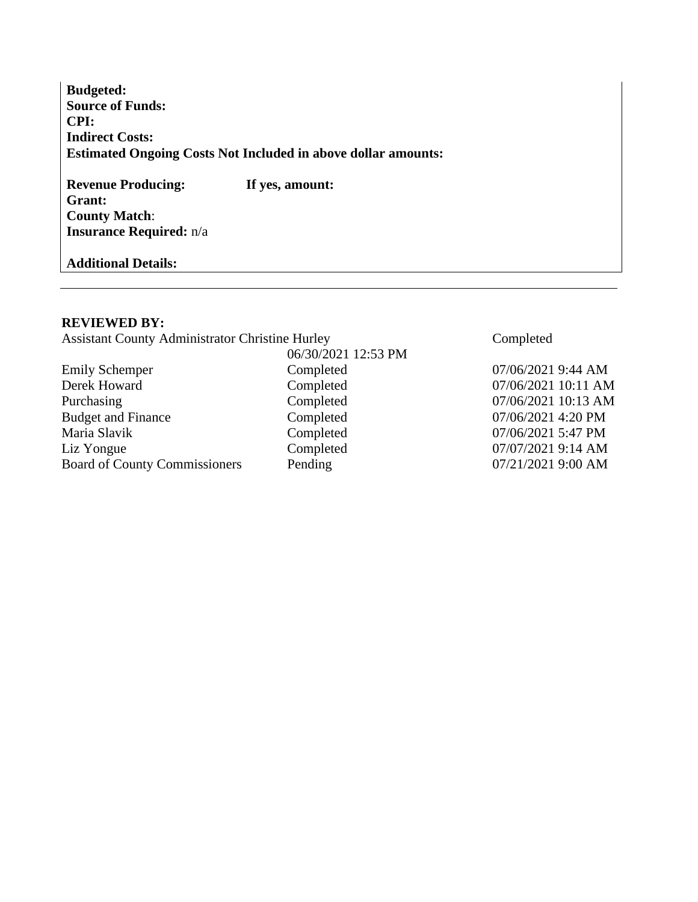**Budgeted:**
**Source of Funds:**
**CPI:**
**Indirect Costs:**
**Estimated Ongoing Costs Not Included in above dollar amounts:**

**Revenue Producing:** **If yes, amount:**
**Grant:**
**County Match**:
**Insurance Required:** n/a

**Additional Details:**

---

**REVIEWED BY:**

| | | |
|---|---|---|
| Assistant County Administrator Christine Hurley | | Completed |
| | 06/30/2021 12:53 PM | |
| Emily Schemper | Completed | 07/06/2021 9:44 AM |
| Derek Howard | Completed | 07/06/2021 10:11 AM |
| Purchasing | Completed | 07/06/2021 10:13 AM |
| Budget and Finance | Completed | 07/06/2021 4:20 PM |
| Maria Slavik | Completed | 07/06/2021 5:47 PM |
| Liz Yongue | Completed | 07/07/2021 9:14 AM |
| Board of County Commissioners | Pending | 07/21/2021 9:00 AM |